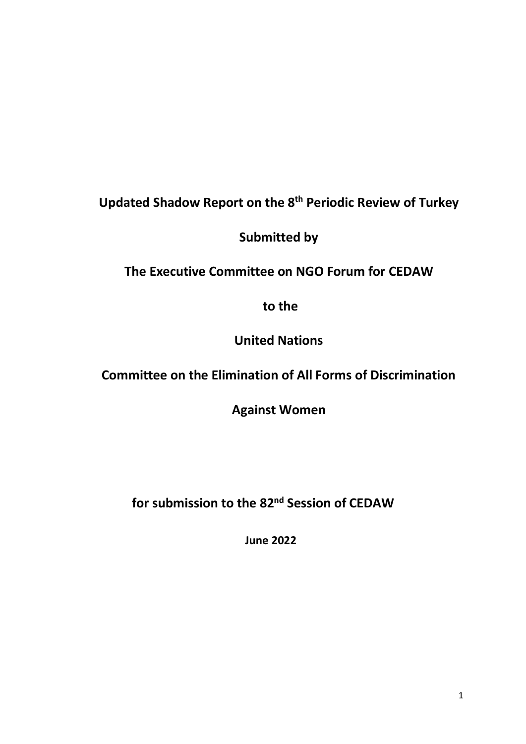**Updated Shadow Report on the 8th Periodic Review of Turkey**

**Submitted by**

**The Executive Committee on NGO Forum for CEDAW**

**to the**

**United Nations**

**Committee on the Elimination of All Forms of Discrimination Against Women**

**for submission to the 82nd Session of CEDAW**

**June 2022**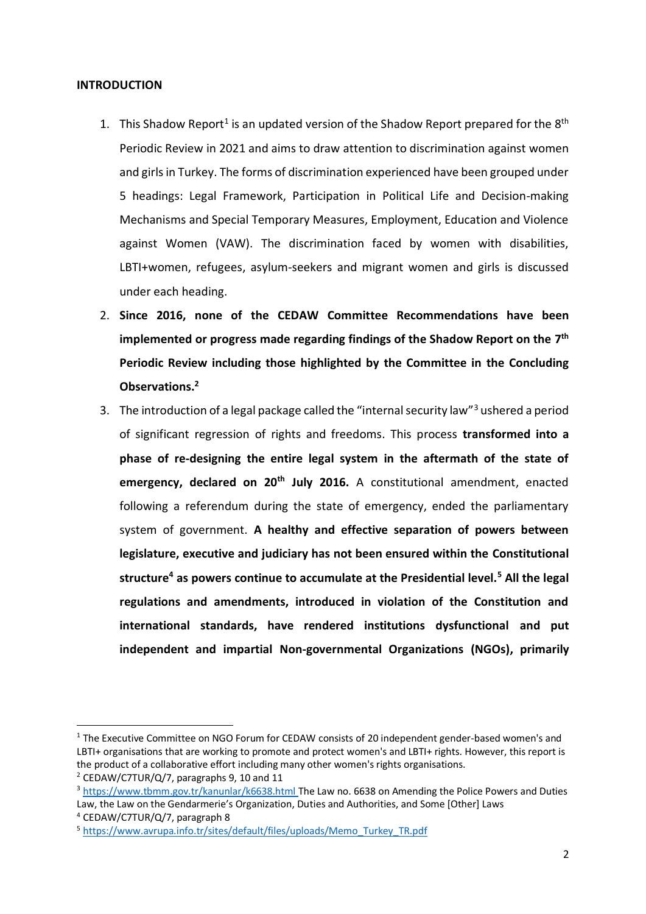**INTRODUCTION**

1. This Shadow Report[1] is an updated version of the Shadow Report prepared for the 8th Periodic Review in 2021 and aims to draw attention to discrimination against women and girls in Turkey. The forms of discrimination experienced have been grouped under 5 headings: Legal Framework, Participation in Political Life and Decision-making Mechanisms and Special Temporary Measures, Employment, Education and Violence against Women (VAW). The discrimination faced by women with disabilities, LBTI+women, refugees, asylum-seekers and migrant women and girls is discussed under each heading.
2. **Since 2016, none of the CEDAW Committee Recommendations have been implemented or progress made regarding findings of the Shadow Report on the 7th Periodic Review including those highlighted by the Committee in the Concluding Observations.[2]**
3. The introduction of a legal package called the "internal security law"[3] ushered a period of significant regression of rights and freedoms. This process **transformed into a phase of re-designing the entire legal system in the aftermath of the state of emergency, declared on 20th July 2016.** A constitutional amendment, enacted following a referendum during the state of emergency, ended the parliamentary system of government. **A healthy and effective separation of powers between legislature, executive and judiciary has not been ensured within the Constitutional structure[4] as powers continue to accumulate at the Presidential level.[5] All the legal regulations and amendments, introduced in violation of the Constitution and international standards, have rendered institutions dysfunctional and put independent and impartial Non-governmental Organizations (NGOs), primarily**

---

[1] The Executive Committee on NGO Forum for CEDAW consists of 20 independent gender-based women's and LBTI+ organisations that are working to promote and protect women's and LBTI+ rights. However, this report is the product of a collaborative effort including many other women's rights organisations.

[2] CEDAW/C7TUR/Q/7, paragraphs 9, 10 and 11

[3] https://www.tbmm.gov.tr/kanunlar/k6638.html The Law no. 6638 on Amending the Police Powers and Duties Law, the Law on the Gendarmerie's Organization, Duties and Authorities, and Some [Other] Laws

[4] CEDAW/C7TUR/Q/7, paragraph 8

[5] https://www.avrupa.info.tr/sites/default/files/uploads/Memo_Turkey_TR.pdf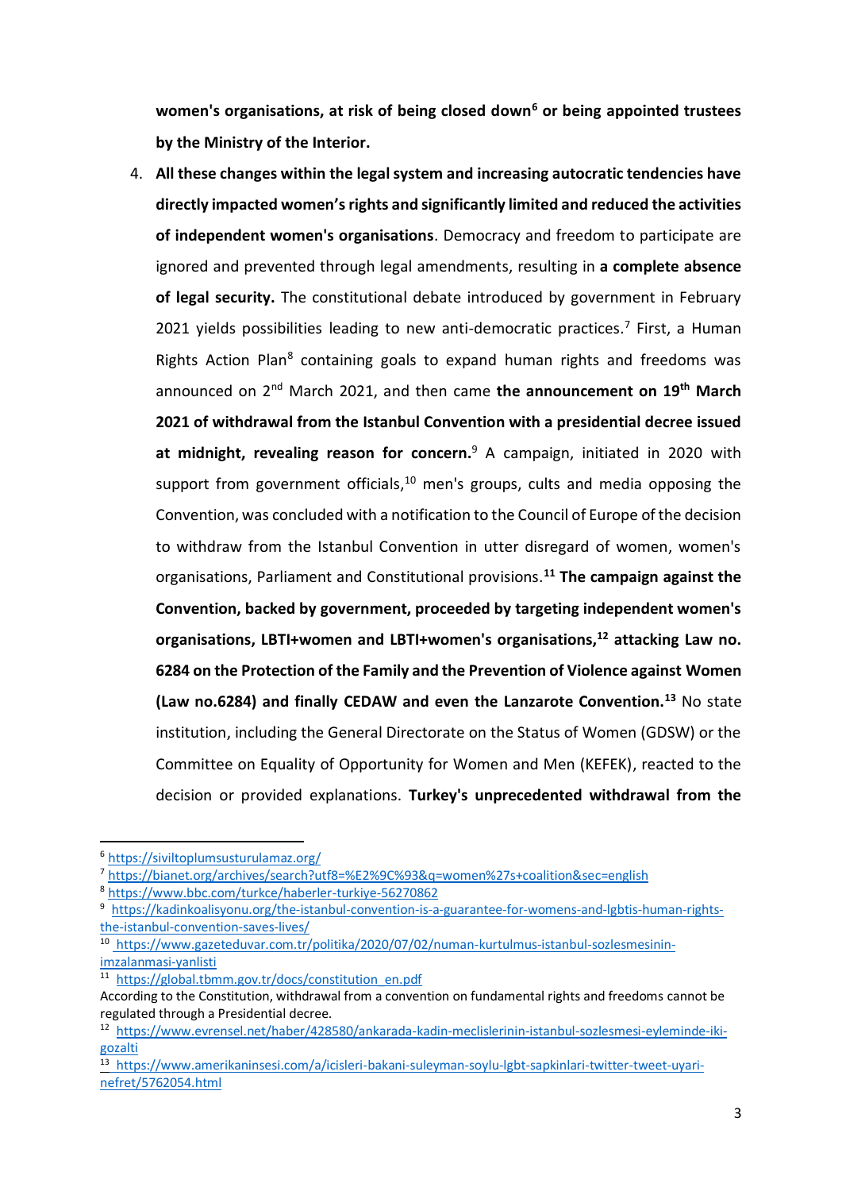**women's organisations, at risk of being closed down**[6] **or being appointed trustees by the Ministry of the Interior.**

4. **All these changes within the legal system and increasing autocratic tendencies have directly impacted women's rights and significantly limited and reduced the activities of independent women's organisations**. Democracy and freedom to participate are ignored and prevented through legal amendments, resulting in **a complete absence of legal security.** The constitutional debate introduced by government in February 2021 yields possibilities leading to new anti-democratic practices.[7] First, a Human Rights Action Plan[8] containing goals to expand human rights and freedoms was announced on 2nd March 2021, and then came **the announcement on 19th March 2021 of withdrawal from the Istanbul Convention with a presidential decree issued at midnight, revealing reason for concern.**[9] A campaign, initiated in 2020 with support from government officials,[10] men's groups, cults and media opposing the Convention, was concluded with a notification to the Council of Europe of the decision to withdraw from the Istanbul Convention in utter disregard of women, women's organisations, Parliament and Constitutional provisions.[11] **The campaign against the Convention, backed by government, proceeded by targeting independent women's organisations, LBTI+women and LBTI+women's organisations,**[12] **attacking Law no. 6284 on the Protection of the Family and the Prevention of Violence against Women (Law no.6284) and finally CEDAW and even the Lanzarote Convention.**[13] No state institution, including the General Directorate on the Status of Women (GDSW) or the Committee on Equality of Opportunity for Women and Men (KEFEK), reacted to the decision or provided explanations. **Turkey's unprecedented withdrawal from the**

---

[6] https://siviltoplumsusturulamaz.org/

[7] https://bianet.org/archives/search?utf8=%E2%9C%93&q=women%27s+coalition&sec=english

[8] https://www.bbc.com/turkce/haberler-turkiye-56270862

[9] https://kadinkoalisyonu.org/the-istanbul-convention-is-a-guarantee-for-womens-and-lgbtis-human-rights-the-istanbul-convention-saves-lives/

[10] https://www.gazeteduvar.com.tr/politika/2020/07/02/numan-kurtulmus-istanbul-sozlesmesinin-imzalanmasi-yanlisti

[11] https://global.tbmm.gov.tr/docs/constitution_en.pdf
According to the Constitution, withdrawal from a convention on fundamental rights and freedoms cannot be regulated through a Presidential decree.

[12] https://www.evrensel.net/haber/428580/ankarada-kadin-meclislerinin-istanbul-sozlesmesi-eyleminde-iki-gozalti

[13] https://www.amerikaninsesi.com/a/icisleri-bakani-suleyman-soylu-lgbt-sapkinlari-twitter-tweet-uyari-nefret/5762054.html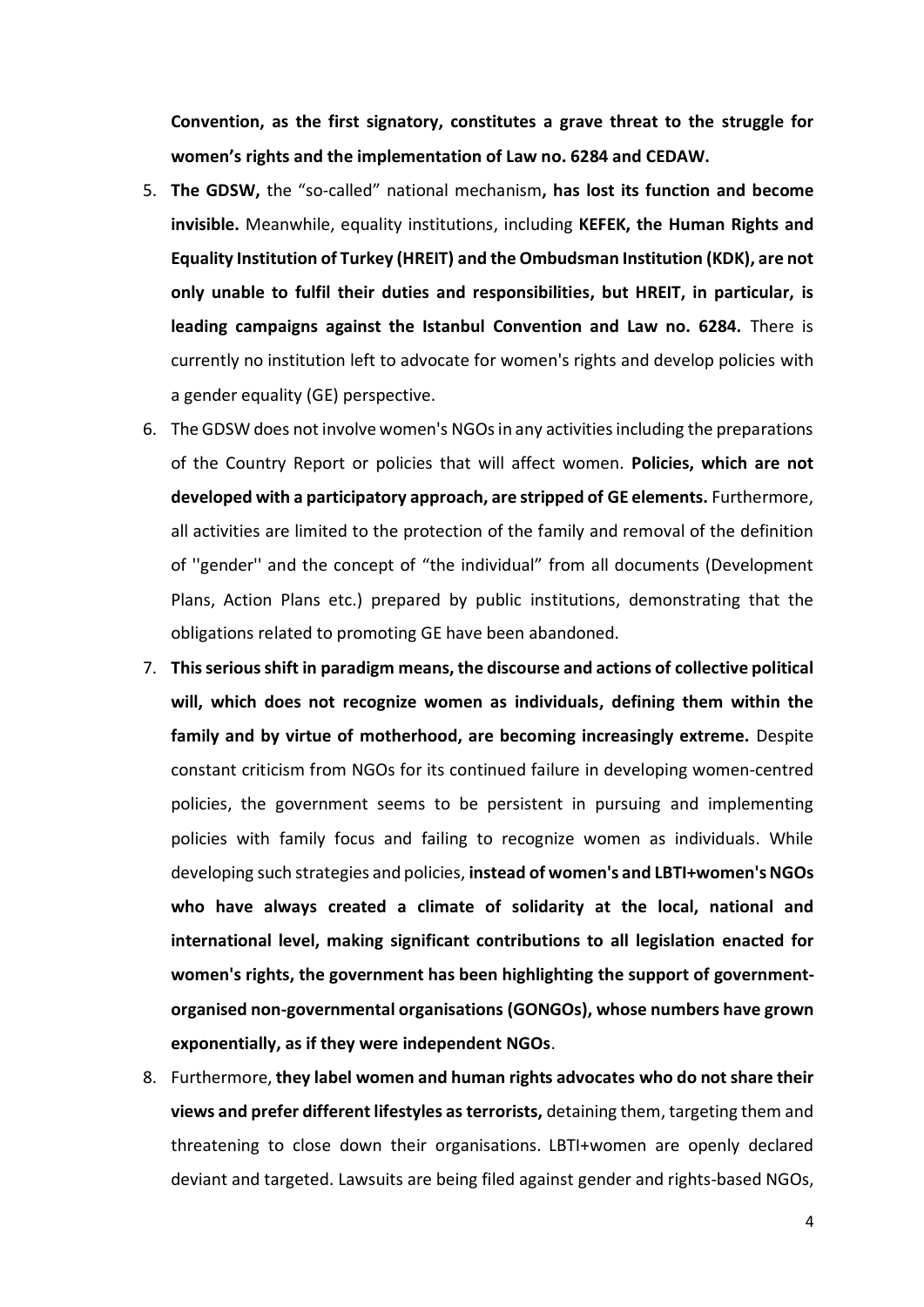**Convention, as the first signatory, constitutes a grave threat to the struggle for women's rights and the implementation of Law no. 6284 and CEDAW.**

5. **The GDSW,** the "so-called" national mechanism**, has lost its function and become invisible.** Meanwhile, equality institutions, including **KEFEK, the Human Rights and Equality Institution of Turkey (HREIT) and the Ombudsman Institution (KDK), are not only unable to fulfil their duties and responsibilities, but HREIT, in particular, is leading campaigns against the Istanbul Convention and Law no. 6284.** There is currently no institution left to advocate for women's rights and develop policies with a gender equality (GE) perspective.
6. The GDSW does not involve women's NGOs in any activities including the preparations of the Country Report or policies that will affect women. **Policies, which are not developed with a participatory approach, are stripped of GE elements.** Furthermore, all activities are limited to the protection of the family and removal of the definition of ''gender'' and the concept of "the individual" from all documents (Development Plans, Action Plans etc.) prepared by public institutions, demonstrating that the obligations related to promoting GE have been abandoned.
7. **This serious shift in paradigm means, the discourse and actions of collective political will, which does not recognize women as individuals, defining them within the family and by virtue of motherhood, are becoming increasingly extreme.** Despite constant criticism from NGOs for its continued failure in developing women-centred policies, the government seems to be persistent in pursuing and implementing policies with family focus and failing to recognize women as individuals. While developing such strategies and policies, **instead of women's and LBTI+women's NGOs who have always created a climate of solidarity at the local, national and international level, making significant contributions to all legislation enacted for women's rights, the government has been highlighting the support of government-organised non-governmental organisations (GONGOs), whose numbers have grown exponentially, as if they were independent NGOs**.
8. Furthermore, **they label women and human rights advocates who do not share their views and prefer different lifestyles as terrorists,** detaining them, targeting them and threatening to close down their organisations. LBTI+women are openly declared deviant and targeted. Lawsuits are being filed against gender and rights-based NGOs,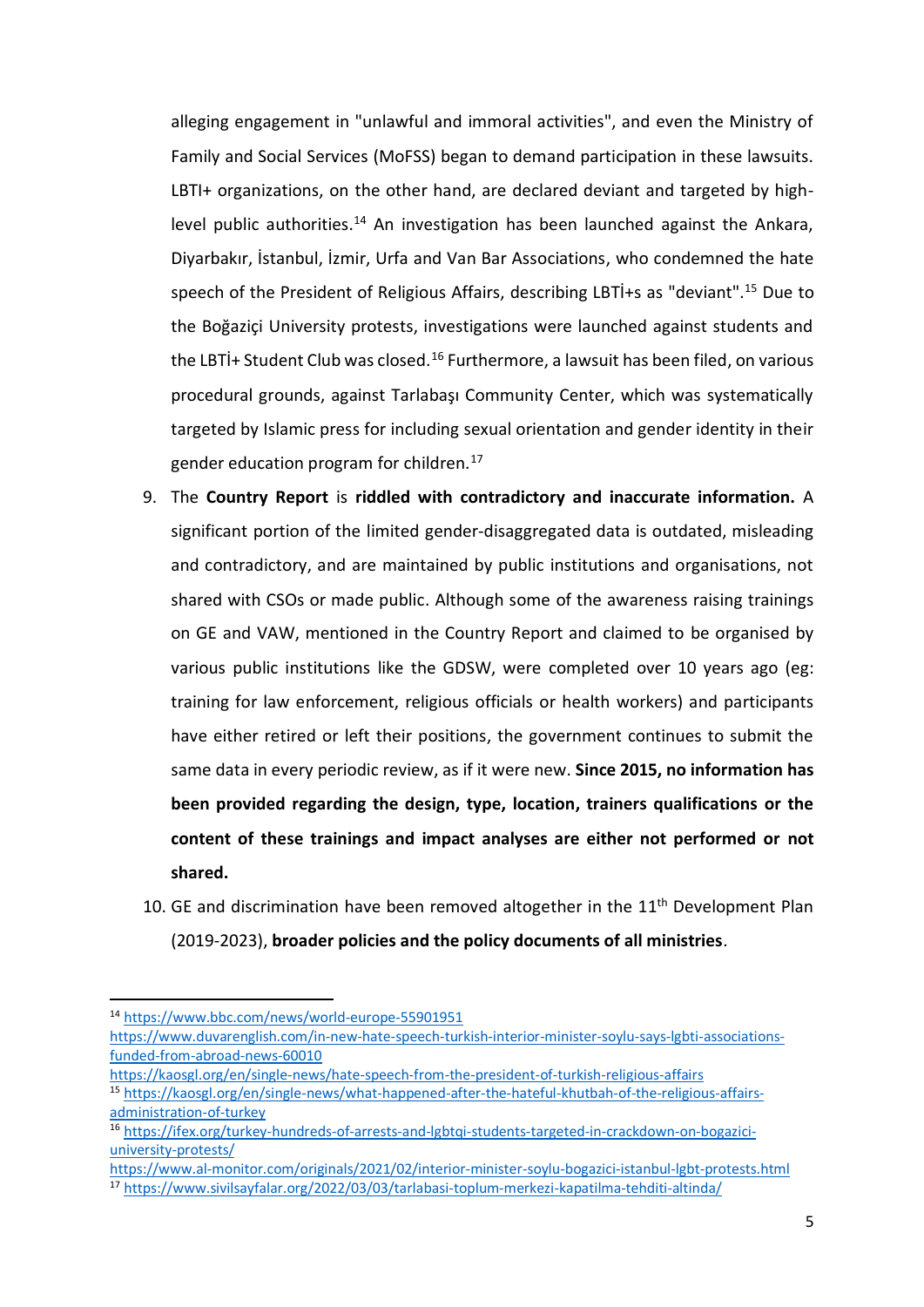alleging engagement in "unlawful and immoral activities", and even the Ministry of Family and Social Services (MoFSS) began to demand participation in these lawsuits. LBTI+ organizations, on the other hand, are declared deviant and targeted by high-level public authorities.[14] An investigation has been launched against the Ankara, Diyarbakır, İstanbul, İzmir, Urfa and Van Bar Associations, who condemned the hate speech of the President of Religious Affairs, describing LBTİ+s as "deviant".[15] Due to the Boğaziçi University protests, investigations were launched against students and the LBTİ+ Student Club was closed.[16] Furthermore, a lawsuit has been filed, on various procedural grounds, against Tarlabaşı Community Center, which was systematically targeted by Islamic press for including sexual orientation and gender identity in their gender education program for children.[17]

9. The **Country Report** is **riddled with contradictory and inaccurate information.** A significant portion of the limited gender-disaggregated data is outdated, misleading and contradictory, and are maintained by public institutions and organisations, not shared with CSOs or made public. Although some of the awareness raising trainings on GE and VAW, mentioned in the Country Report and claimed to be organised by various public institutions like the GDSW, were completed over 10 years ago (eg: training for law enforcement, religious officials or health workers) and participants have either retired or left their positions, the government continues to submit the same data in every periodic review, as if it were new. **Since 2015, no information has been provided regarding the design, type, location, trainers qualifications or the content of these trainings and impact analyses are either not performed or not shared.**
10. GE and discrimination have been removed altogether in the 11th Development Plan (2019-2023), **broader policies and the policy documents of all ministries**.

---

[14] https://www.bbc.com/news/world-europe-55901951
https://www.duvarenglish.com/in-new-hate-speech-turkish-interior-minister-soylu-says-lgbti-associations-funded-from-abroad-news-60010
https://kaosgl.org/en/single-news/hate-speech-from-the-president-of-turkish-religious-affairs

[15] https://kaosgl.org/en/single-news/what-happened-after-the-hateful-khutbah-of-the-religious-affairs-administration-of-turkey

[16] https://ifex.org/turkey-hundreds-of-arrests-and-lgbtqi-students-targeted-in-crackdown-on-bogazici-university-protests/
https://www.al-monitor.com/originals/2021/02/interior-minister-soylu-bogazici-istanbul-lgbt-protests.html

[17] https://www.sivilsayfalar.org/2022/03/03/tarlabasi-toplum-merkezi-kapatilma-tehditi-altinda/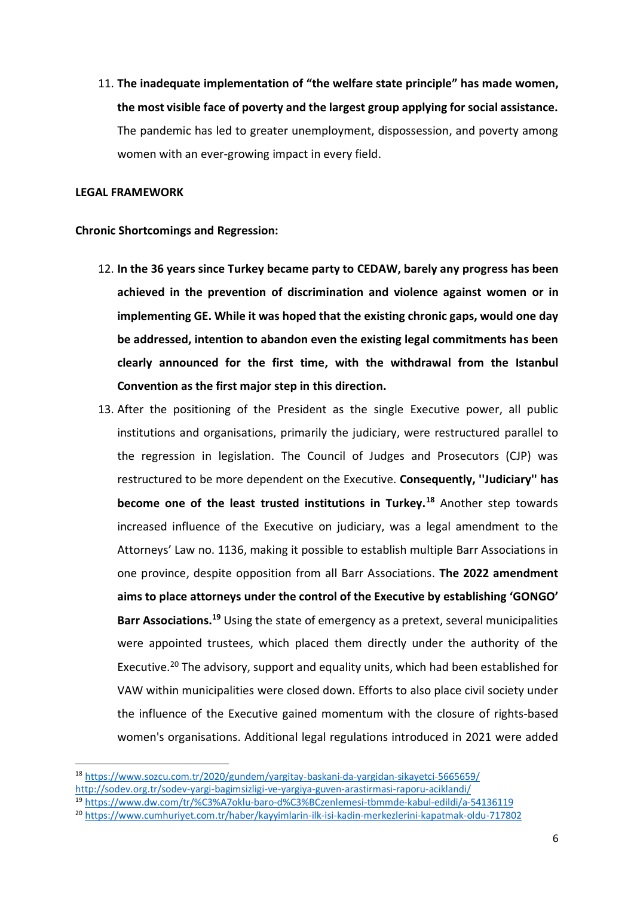11. **The inadequate implementation of "the welfare state principle" has made women, the most visible face of poverty and the largest group applying for social assistance.** The pandemic has led to greater unemployment, dispossession, and poverty among women with an ever-growing impact in every field.

**LEGAL FRAMEWORK**

**Chronic Shortcomings and Regression:**

12. **In the 36 years since Turkey became party to CEDAW, barely any progress has been achieved in the prevention of discrimination and violence against women or in implementing GE. While it was hoped that the existing chronic gaps, would one day be addressed, intention to abandon even the existing legal commitments has been clearly announced for the first time, with the withdrawal from the Istanbul Convention as the first major step in this direction.**
13. After the positioning of the President as the single Executive power, all public institutions and organisations, primarily the judiciary, were restructured parallel to the regression in legislation. The Council of Judges and Prosecutors (CJP) was restructured to be more dependent on the Executive. **Consequently, ''Judiciary'' has become one of the least trusted institutions in Turkey.**[18] Another step towards increased influence of the Executive on judiciary, was a legal amendment to the Attorneys' Law no. 1136, making it possible to establish multiple Barr Associations in one province, despite opposition from all Barr Associations. **The 2022 amendment aims to place attorneys under the control of the Executive by establishing 'GONGO' Barr Associations.**[19] Using the state of emergency as a pretext, several municipalities were appointed trustees, which placed them directly under the authority of the Executive.[20] The advisory, support and equality units, which had been established for VAW within municipalities were closed down. Efforts to also place civil society under the influence of the Executive gained momentum with the closure of rights-based women's organisations. Additional legal regulations introduced in 2021 were added

---

[18] https://www.sozcu.com.tr/2020/gundem/yargitay-baskani-da-yargidan-sikayetci-5665659/
http://sodev.org.tr/sodev-yargi-bagimsizligi-ve-yargiya-guven-arastirmasi-raporu-aciklandi/

[19] https://www.dw.com/tr/%C3%A7oklu-baro-d%C3%BCzenlemesi-tbmmde-kabul-edildi/a-54136119

[20] https://www.cumhuriyet.com.tr/haber/kayyimlarin-ilk-isi-kadin-merkezlerini-kapatmak-oldu-717802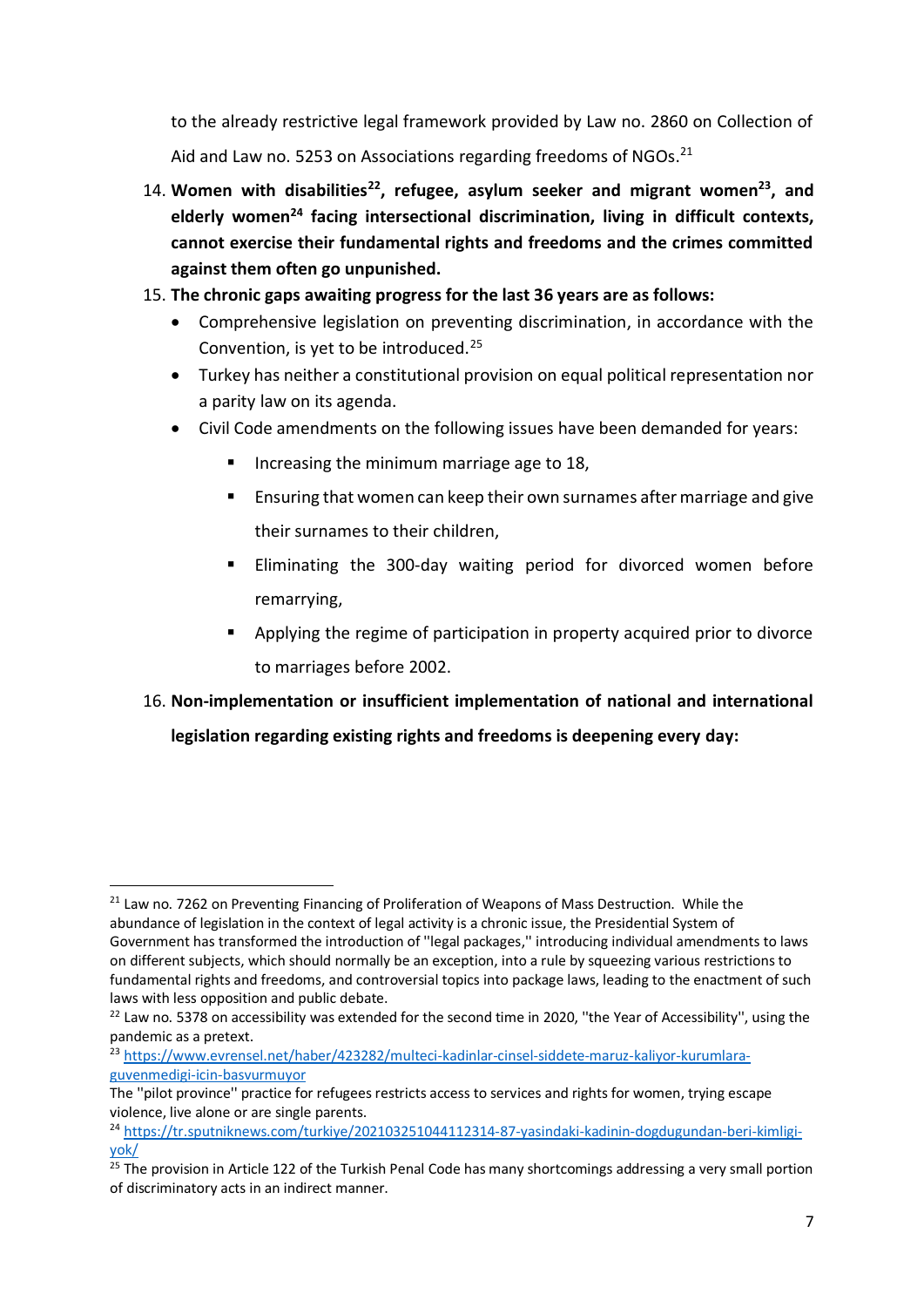to the already restrictive legal framework provided by Law no. 2860 on Collection of Aid and Law no. 5253 on Associations regarding freedoms of NGOs.[21]

14. **Women with disabilities[22], refugee, asylum seeker and migrant women[23], and elderly women[24] facing intersectional discrimination, living in difficult contexts, cannot exercise their fundamental rights and freedoms and the crimes committed against them often go unpunished.**
15. **The chronic gaps awaiting progress for the last 36 years are as follows:**
    - Comprehensive legislation on preventing discrimination, in accordance with the Convention, is yet to be introduced.[25]
    - Turkey has neither a constitutional provision on equal political representation nor a parity law on its agenda.
    - Civil Code amendments on the following issues have been demanded for years:
        - Increasing the minimum marriage age to 18,
        - Ensuring that women can keep their own surnames after marriage and give their surnames to their children,
        - Eliminating the 300-day waiting period for divorced women before remarrying,
        - Applying the regime of participation in property acquired prior to divorce to marriages before 2002.
16. **Non-implementation or insufficient implementation of national and international legislation regarding existing rights and freedoms is deepening every day:**

---

[21] Law no. 7262 on Preventing Financing of Proliferation of Weapons of Mass Destruction. While the abundance of legislation in the context of legal activity is a chronic issue, the Presidential System of Government has transformed the introduction of "legal packages," introducing individual amendments to laws on different subjects, which should normally be an exception, into a rule by squeezing various restrictions to fundamental rights and freedoms, and controversial topics into package laws, leading to the enactment of such laws with less opposition and public debate.

[22] Law no. 5378 on accessibility was extended for the second time in 2020, "the Year of Accessibility", using the pandemic as a pretext.

[23] https://www.evrensel.net/haber/423282/multeci-kadinlar-cinsel-siddete-maruz-kaliyor-kurumlara-guvenmedigi-icin-basvurmuyor
The "pilot province" practice for refugees restricts access to services and rights for women, trying escape violence, live alone or are single parents.

[24] https://tr.sputniknews.com/turkiye/202103251044112314-87-yasindaki-kadinin-dogdugundan-beri-kimligi-yok/

[25] The provision in Article 122 of the Turkish Penal Code has many shortcomings addressing a very small portion of discriminatory acts in an indirect manner.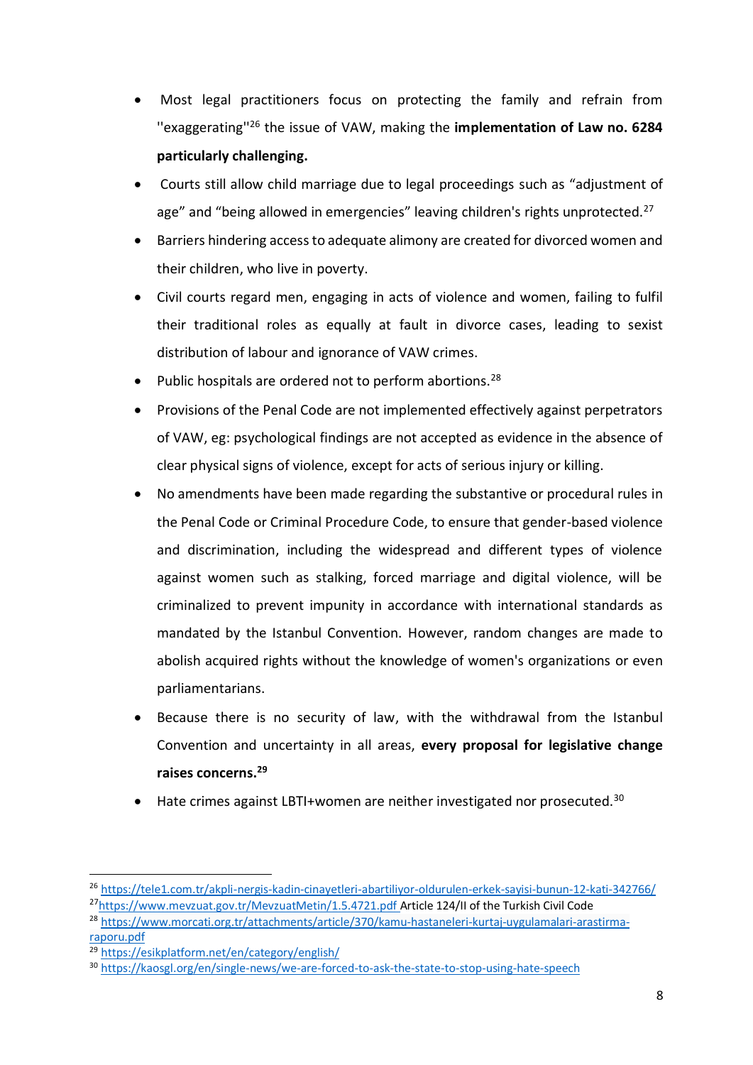- Most legal practitioners focus on protecting the family and refrain from ''exaggerating''[26] the issue of VAW, making the **implementation of Law no. 6284 particularly challenging.**
- Courts still allow child marriage due to legal proceedings such as "adjustment of age" and "being allowed in emergencies" leaving children's rights unprotected.[27]
- Barriers hindering access to adequate alimony are created for divorced women and their children, who live in poverty.
- Civil courts regard men, engaging in acts of violence and women, failing to fulfil their traditional roles as equally at fault in divorce cases, leading to sexist distribution of labour and ignorance of VAW crimes.
- Public hospitals are ordered not to perform abortions.[28]
- Provisions of the Penal Code are not implemented effectively against perpetrators of VAW, eg: psychological findings are not accepted as evidence in the absence of clear physical signs of violence, except for acts of serious injury or killing.
- No amendments have been made regarding the substantive or procedural rules in the Penal Code or Criminal Procedure Code, to ensure that gender-based violence and discrimination, including the widespread and different types of violence against women such as stalking, forced marriage and digital violence, will be criminalized to prevent impunity in accordance with international standards as mandated by the Istanbul Convention. However, random changes are made to abolish acquired rights without the knowledge of women's organizations or even parliamentarians.
- Because there is no security of law, with the withdrawal from the Istanbul Convention and uncertainty in all areas, **every proposal for legislative change raises concerns.**[29]
- Hate crimes against LBTI+women are neither investigated nor prosecuted.[30]

---

[26] https://tele1.com.tr/akpli-nergis-kadin-cinayetleri-abartiliyor-oldurulen-erkek-sayisi-bunun-12-kati-342766/

[27] https://www.mevzuat.gov.tr/MevzuatMetin/1.5.4721.pdf Article 124/II of the Turkish Civil Code

[28] https://www.morcati.org.tr/attachments/article/370/kamu-hastaneleri-kurtaj-uygulamalari-arastirma-raporu.pdf

[29] https://esikplatform.net/en/category/english/

[30] https://kaosgl.org/en/single-news/we-are-forced-to-ask-the-state-to-stop-using-hate-speech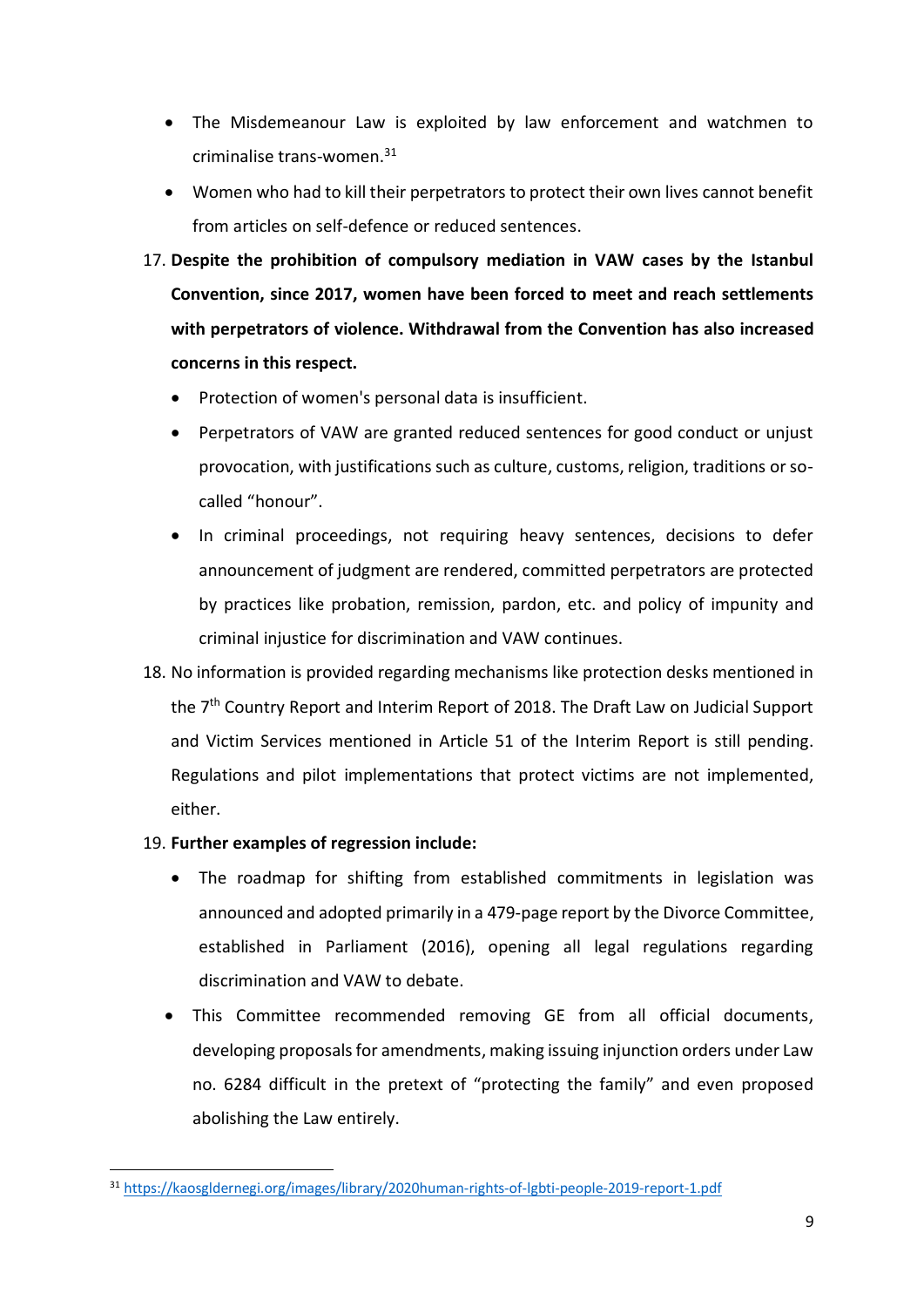- The Misdemeanour Law is exploited by law enforcement and watchmen to criminalise trans-women.[31]
- Women who had to kill their perpetrators to protect their own lives cannot benefit from articles on self-defence or reduced sentences.

17. **Despite the prohibition of compulsory mediation in VAW cases by the Istanbul Convention, since 2017, women have been forced to meet and reach settlements with perpetrators of violence. Withdrawal from the Convention has also increased concerns in this respect.**
    - Protection of women's personal data is insufficient.
    - Perpetrators of VAW are granted reduced sentences for good conduct or unjust provocation, with justifications such as culture, customs, religion, traditions or so-called "honour".
    - In criminal proceedings, not requiring heavy sentences, decisions to defer announcement of judgment are rendered, committed perpetrators are protected by practices like probation, remission, pardon, etc. and policy of impunity and criminal injustice for discrimination and VAW continues.
18. No information is provided regarding mechanisms like protection desks mentioned in the 7th Country Report and Interim Report of 2018. The Draft Law on Judicial Support and Victim Services mentioned in Article 51 of the Interim Report is still pending. Regulations and pilot implementations that protect victims are not implemented, either.
19. **Further examples of regression include:**
    - The roadmap for shifting from established commitments in legislation was announced and adopted primarily in a 479-page report by the Divorce Committee, established in Parliament (2016), opening all legal regulations regarding discrimination and VAW to debate.
    - This Committee recommended removing GE from all official documents, developing proposals for amendments, making issuing injunction orders under Law no. 6284 difficult in the pretext of "protecting the family" and even proposed abolishing the Law entirely.

[31] https://kaosgldernegi.org/images/library/2020human-rights-of-lgbti-people-2019-report-1.pdf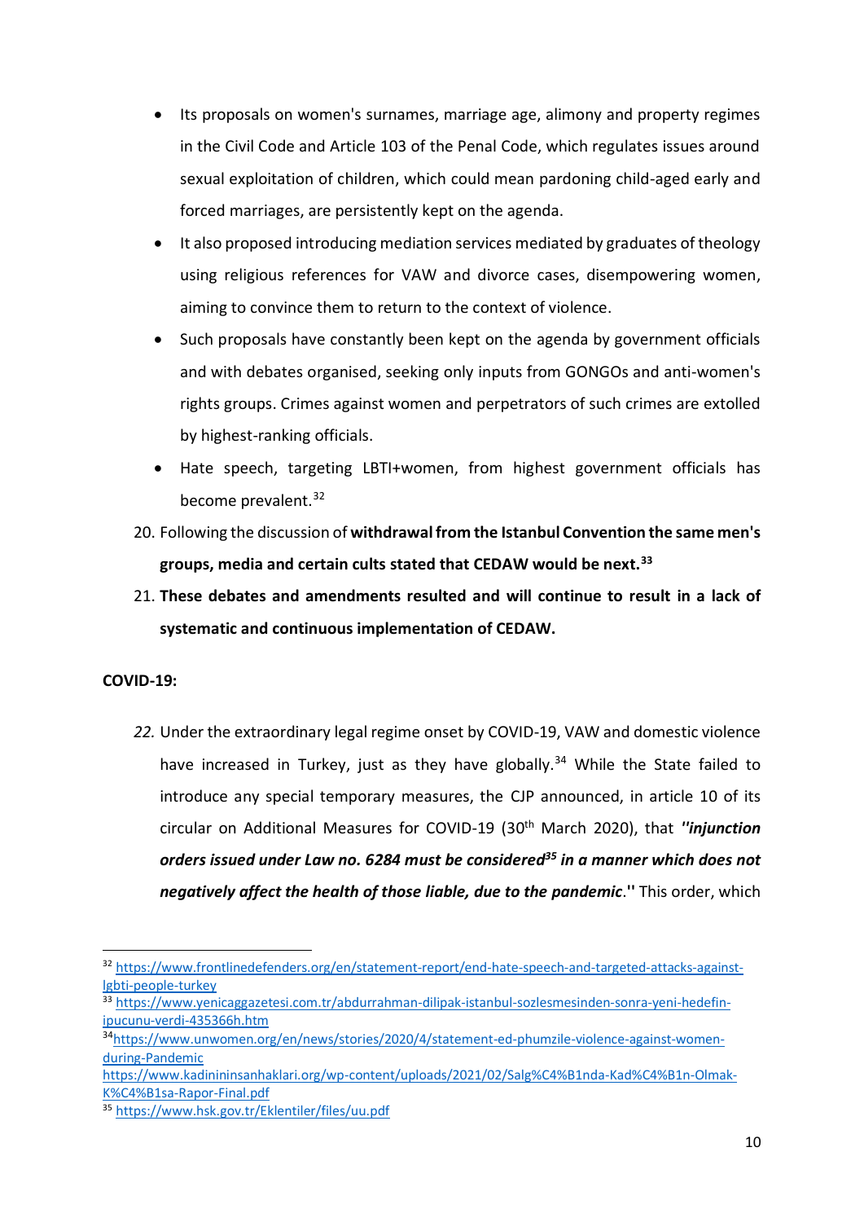- Its proposals on women's surnames, marriage age, alimony and property regimes in the Civil Code and Article 103 of the Penal Code, which regulates issues around sexual exploitation of children, which could mean pardoning child-aged early and forced marriages, are persistently kept on the agenda.
- It also proposed introducing mediation services mediated by graduates of theology using religious references for VAW and divorce cases, disempowering women, aiming to convince them to return to the context of violence.
- Such proposals have constantly been kept on the agenda by government officials and with debates organised, seeking only inputs from GONGOs and anti-women's rights groups. Crimes against women and perpetrators of such crimes are extolled by highest-ranking officials.
- Hate speech, targeting LBTI+women, from highest government officials has become prevalent.[32]

20. Following the discussion of **withdrawal from the Istanbul Convention the same men's groups, media and certain cults stated that CEDAW would be next.[33]**
21. **These debates and amendments resulted and will continue to result in a lack of systematic and continuous implementation of CEDAW.**

**COVID-19:**

22. Under the extraordinary legal regime onset by COVID-19, VAW and domestic violence have increased in Turkey, just as they have globally.[34] While the State failed to introduce any special temporary measures, the CJP announced, in article 10 of its circular on Additional Measures for COVID-19 (30th March 2020), that ***''injunction orders issued under Law no. 6284 must be considered[35] in a manner which does not negatively affect the health of those liable, due to the pandemic***.**''** This order, which

---

[32] https://www.frontlinedefenders.org/en/statement-report/end-hate-speech-and-targeted-attacks-against-lgbti-people-turkey

[33] https://www.yenicaggazetesi.com.tr/abdurrahman-dilipak-istanbul-sozlesmesinden-sonra-yeni-hedefin-ipucunu-verdi-435366h.htm

[34] https://www.unwomen.org/en/news/stories/2020/4/statement-ed-phumzile-violence-against-women-during-Pandemic
https://www.kadinininsanhaklari.org/wp-content/uploads/2021/02/Salg%C4%B1nda-Kad%C4%B1n-Olmak-K%C4%B1sa-Rapor-Final.pdf

[35] https://www.hsk.gov.tr/Eklentiler/files/uu.pdf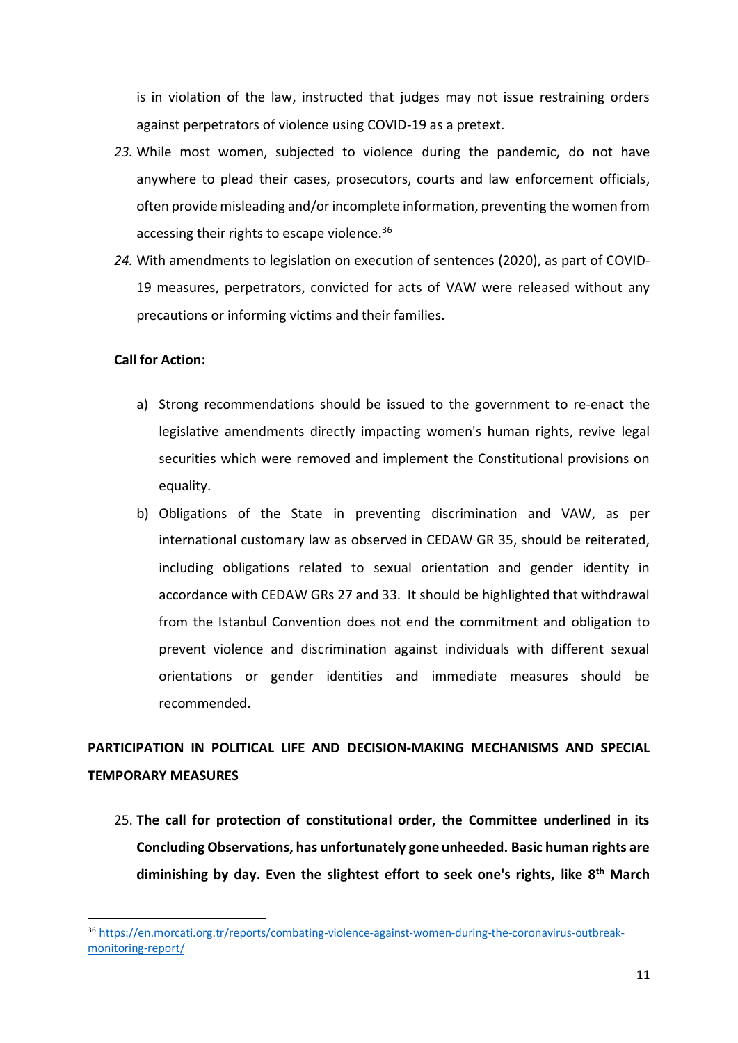is in violation of the law, instructed that judges may not issue restraining orders against perpetrators of violence using COVID-19 as a pretext.

*23.* While most women, subjected to violence during the pandemic, do not have anywhere to plead their cases, prosecutors, courts and law enforcement officials, often provide misleading and/or incomplete information, preventing the women from accessing their rights to escape violence.[36]

*24.* With amendments to legislation on execution of sentences (2020), as part of COVID-19 measures, perpetrators, convicted for acts of VAW were released without any precautions or informing victims and their families.

**Call for Action:**

a) Strong recommendations should be issued to the government to re-enact the legislative amendments directly impacting women's human rights, revive legal securities which were removed and implement the Constitutional provisions on equality.

b) Obligations of the State in preventing discrimination and VAW, as per international customary law as observed in CEDAW GR 35, should be reiterated, including obligations related to sexual orientation and gender identity in accordance with CEDAW GRs 27 and 33. It should be highlighted that withdrawal from the Istanbul Convention does not end the commitment and obligation to prevent violence and discrimination against individuals with different sexual orientations or gender identities and immediate measures should be recommended.

## PARTICIPATION IN POLITICAL LIFE AND DECISION-MAKING MECHANISMS AND SPECIAL TEMPORARY MEASURES

25. **The call for protection of constitutional order, the Committee underlined in its Concluding Observations, has unfortunately gone unheeded. Basic human rights are diminishing by day. Even the slightest effort to seek one's rights, like 8th March**

[36] https://en.morcati.org.tr/reports/combating-violence-against-women-during-the-coronavirus-outbreak-monitoring-report/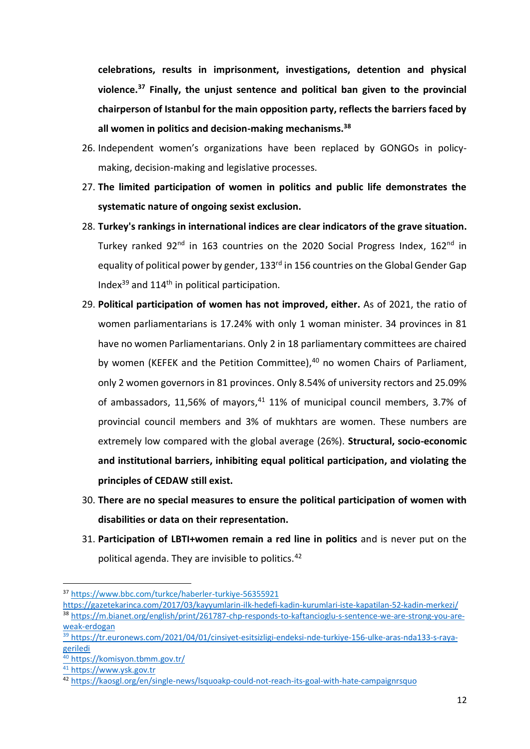**celebrations, results in imprisonment, investigations, detention and physical violence.[37] Finally, the unjust sentence and political ban given to the provincial chairperson of Istanbul for the main opposition party, reflects the barriers faced by all women in politics and decision-making mechanisms.[38]**

26. Independent women's organizations have been replaced by GONGOs in policy-making, decision-making and legislative processes.
27. **The limited participation of women in politics and public life demonstrates the systematic nature of ongoing sexist exclusion.**
28. **Turkey's rankings in international indices are clear indicators of the grave situation.** Turkey ranked 92nd in 163 countries on the 2020 Social Progress Index, 162nd in equality of political power by gender, 133rd in 156 countries on the Global Gender Gap Index[39] and 114th in political participation.
29. **Political participation of women has not improved, either.** As of 2021, the ratio of women parliamentarians is 17.24% with only 1 woman minister. 34 provinces in 81 have no women Parliamentarians. Only 2 in 18 parliamentary committees are chaired by women (KEFEK and the Petition Committee),[40] no women Chairs of Parliament, only 2 women governors in 81 provinces. Only 8.54% of university rectors and 25.09% of ambassadors, 11,56% of mayors,[41] 11% of municipal council members, 3.7% of provincial council members and 3% of mukhtars are women. These numbers are extremely low compared with the global average (26%). **Structural, socio-economic and institutional barriers, inhibiting equal political participation, and violating the principles of CEDAW still exist.**
30. **There are no special measures to ensure the political participation of women with disabilities or data on their representation.**
31. **Participation of LBTI+women remain a red line in politics** and is never put on the political agenda. They are invisible to politics.[42]

---

[37] https://www.bbc.com/turkce/haberler-turkiye-56355921
https://gazetekarinca.com/2017/03/kayyumlarin-ilk-hedefi-kadin-kurumlari-iste-kapatilan-52-kadin-merkezi/

[38] https://m.bianet.org/english/print/261787-chp-responds-to-kaftancioglu-s-sentence-we-are-strong-you-are-weak-erdogan

[39] https://tr.euronews.com/2021/04/01/cinsiyet-esitsizligi-endeksi-nde-turkiye-156-ulke-aras-nda133-s-raya-geriledi

[40] https://komisyon.tbmm.gov.tr/

[41] https://www.ysk.gov.tr

[42] https://kaosgl.org/en/single-news/lsquoakp-could-not-reach-its-goal-with-hate-campaignrsquo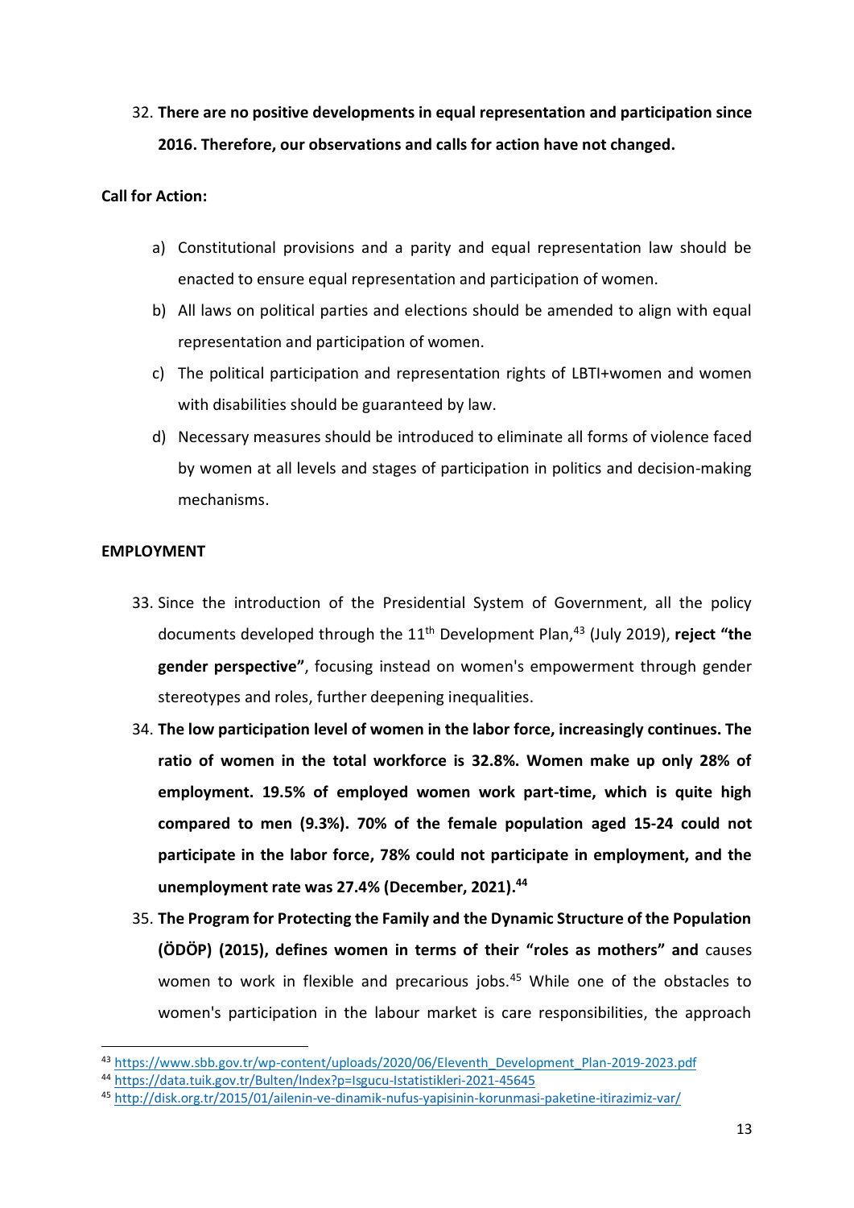32. **There are no positive developments in equal representation and participation since 2016. Therefore, our observations and calls for action have not changed.**

**Call for Action:**

a) Constitutional provisions and a parity and equal representation law should be enacted to ensure equal representation and participation of women.

b) All laws on political parties and elections should be amended to align with equal representation and participation of women.

c) The political participation and representation rights of LBTI+women and women with disabilities should be guaranteed by law.

d) Necessary measures should be introduced to eliminate all forms of violence faced by women at all levels and stages of participation in politics and decision-making mechanisms.

**EMPLOYMENT**

33. Since the introduction of the Presidential System of Government, all the policy documents developed through the 11th Development Plan,[43] (July 2019), **reject "the gender perspective"**, focusing instead on women's empowerment through gender stereotypes and roles, further deepening inequalities.

34. **The low participation level of women in the labor force, increasingly continues. The ratio of women in the total workforce is 32.8%. Women make up only 28% of employment. 19.5% of employed women work part-time, which is quite high compared to men (9.3%). 70% of the female population aged 15-24 could not participate in the labor force, 78% could not participate in employment, and the unemployment rate was 27.4% (December, 2021).[44]**

35. **The Program for Protecting the Family and the Dynamic Structure of the Population (ÖDÖP) (2015), defines women in terms of their "roles as mothers" and** causes women to work in flexible and precarious jobs.[45] While one of the obstacles to women's participation in the labour market is care responsibilities, the approach

---

[43] https://www.sbb.gov.tr/wp-content/uploads/2020/06/Eleventh_Development_Plan-2019-2023.pdf

[44] https://data.tuik.gov.tr/Bulten/Index?p=Isgucu-Istatistikleri-2021-45645

[45] http://disk.org.tr/2015/01/ailenin-ve-dinamik-nufus-yapisinin-korunmasi-paketine-itirazimiz-var/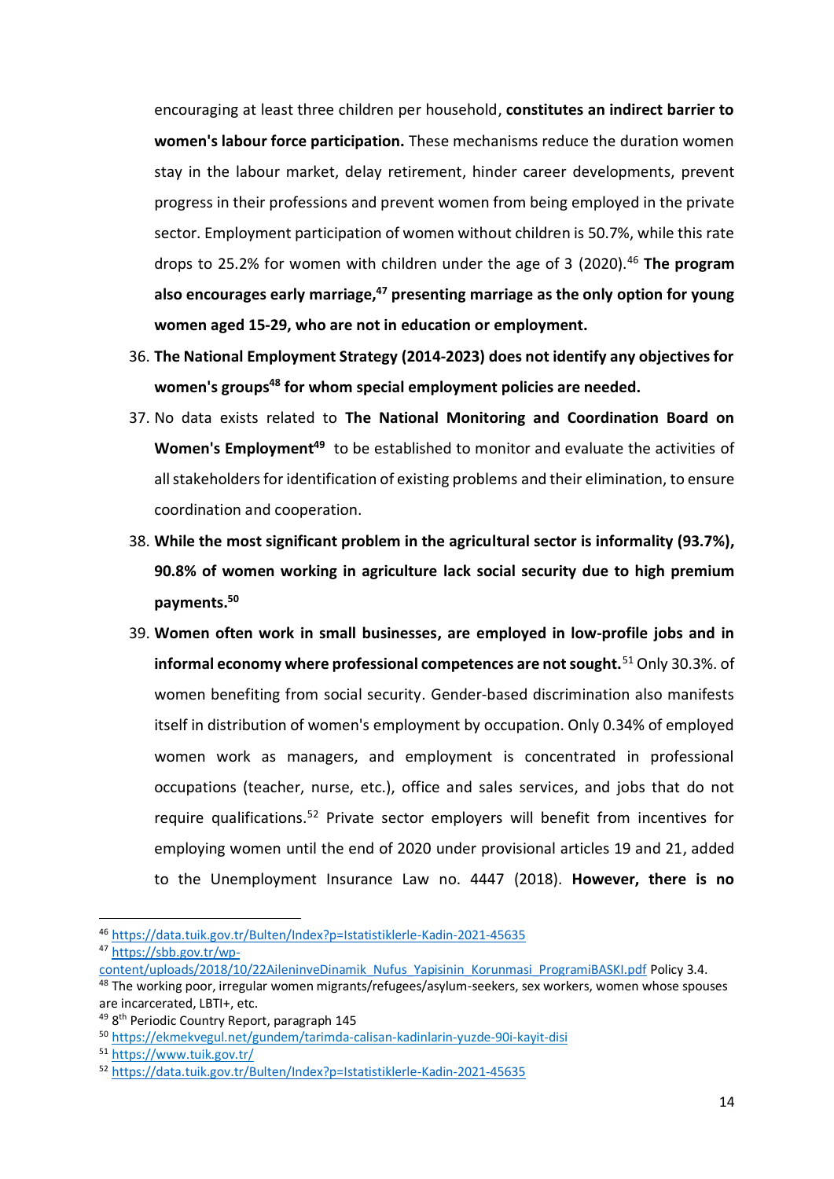encouraging at least three children per household, **constitutes an indirect barrier to women's labour force participation.** These mechanisms reduce the duration women stay in the labour market, delay retirement, hinder career developments, prevent progress in their professions and prevent women from being employed in the private sector. Employment participation of women without children is 50.7%, while this rate drops to 25.2% for women with children under the age of 3 (2020).[46] **The program also encourages early marriage,[47] presenting marriage as the only option for young women aged 15-29, who are not in education or employment.**

36. **The National Employment Strategy (2014-2023) does not identify any objectives for women's groups[48] for whom special employment policies are needed.**
37. No data exists related to **The National Monitoring and Coordination Board on Women's Employment[49]** to be established to monitor and evaluate the activities of all stakeholders for identification of existing problems and their elimination, to ensure coordination and cooperation.
38. **While the most significant problem in the agricultural sector is informality (93.7%), 90.8% of women working in agriculture lack social security due to high premium payments.[50]**
39. **Women often work in small businesses, are employed in low-profile jobs and in informal economy where professional competences are not sought.**[51] Only 30.3%. of women benefiting from social security. Gender-based discrimination also manifests itself in distribution of women's employment by occupation. Only 0.34% of employed women work as managers, and employment is concentrated in professional occupations (teacher, nurse, etc.), office and sales services, and jobs that do not require qualifications.[52] Private sector employers will benefit from incentives for employing women until the end of 2020 under provisional articles 19 and 21, added to the Unemployment Insurance Law no. 4447 (2018). **However, there is no**

---

[46] https://data.tuik.gov.tr/Bulten/Index?p=Istatistiklerle-Kadin-2021-45635

[47] https://sbb.gov.tr/wp-content/uploads/2018/10/22AileninveDinamik_Nufus_Yapisinin_Korunmasi_ProgramiBASKI.pdf Policy 3.4.

[48] The working poor, irregular women migrants/refugees/asylum-seekers, sex workers, women whose spouses are incarcerated, LBTI+, etc.

[49] 8th Periodic Country Report, paragraph 145

[50] https://ekmekvegul.net/gundem/tarimda-calisan-kadinlarin-yuzde-90i-kayit-disi

[51] https://www.tuik.gov.tr/

[52] https://data.tuik.gov.tr/Bulten/Index?p=Istatistiklerle-Kadin-2021-45635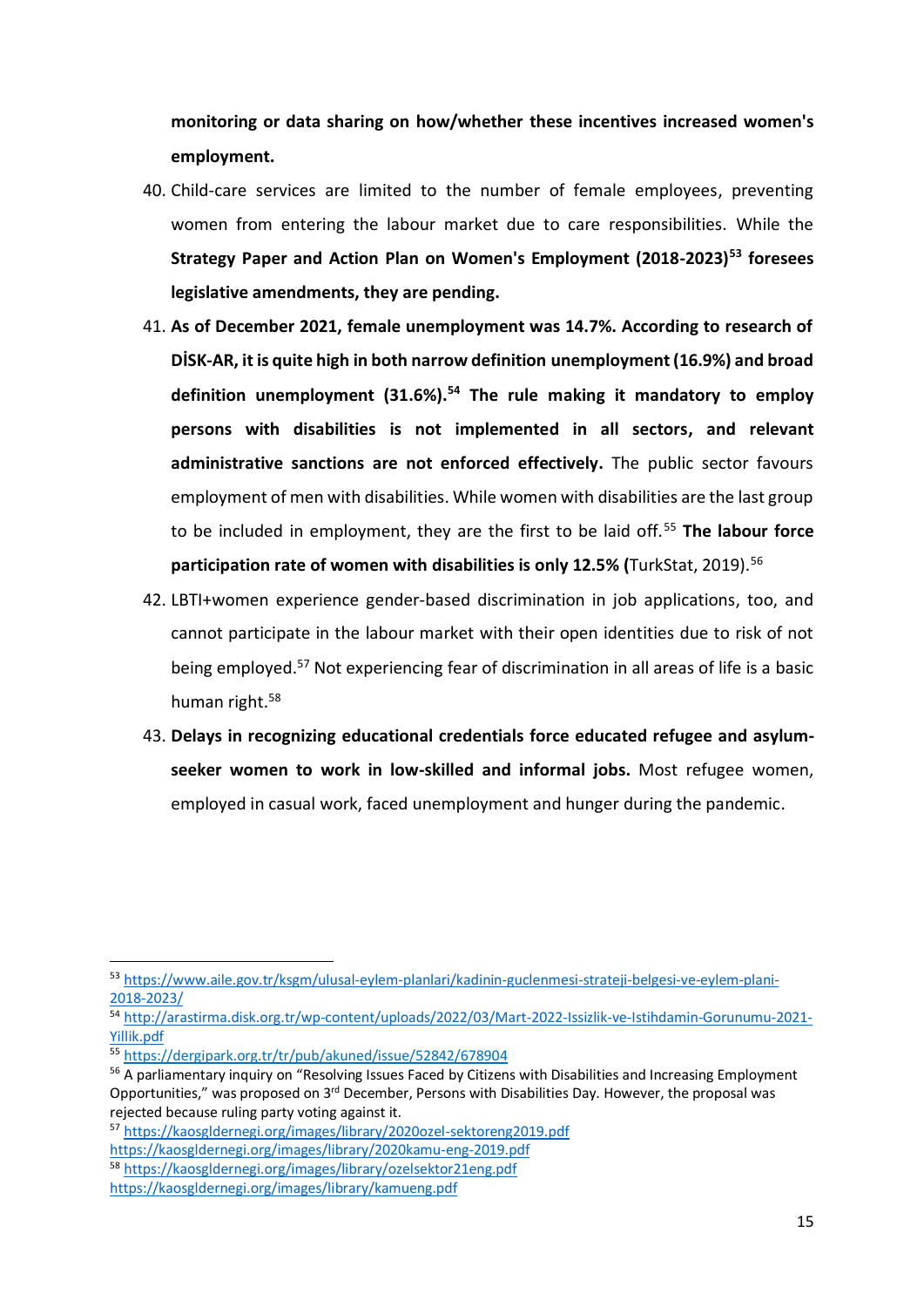**monitoring or data sharing on how/whether these incentives increased women's employment.**

40. Child-care services are limited to the number of female employees, preventing women from entering the labour market due to care responsibilities. While the **Strategy Paper and Action Plan on Women's Employment (2018-2023)[53] foresees legislative amendments, they are pending.**

41. **As of December 2021, female unemployment was 14.7%. According to research of DİSK-AR, it is quite high in both narrow definition unemployment (16.9%) and broad definition unemployment (31.6%).[54] The rule making it mandatory to employ persons with disabilities is not implemented in all sectors, and relevant administrative sanctions are not enforced effectively.** The public sector favours employment of men with disabilities. While women with disabilities are the last group to be included in employment, they are the first to be laid off.[55] **The labour force participation rate of women with disabilities is only 12.5% (**TurkStat, 2019).[56]

42. LBTI+women experience gender-based discrimination in job applications, too, and cannot participate in the labour market with their open identities due to risk of not being employed.[57] Not experiencing fear of discrimination in all areas of life is a basic human right.[58]

43. **Delays in recognizing educational credentials force educated refugee and asylum-seeker women to work in low-skilled and informal jobs.** Most refugee women, employed in casual work, faced unemployment and hunger during the pandemic.

---

[53] https://www.aile.gov.tr/ksgm/ulusal-eylem-planlari/kadinin-guclenmesi-strateji-belgesi-ve-eylem-plani-2018-2023/

[54] http://arastirma.disk.org.tr/wp-content/uploads/2022/03/Mart-2022-Issizlik-ve-Istihdamin-Gorunumu-2021-Yillik.pdf

[55] https://dergipark.org.tr/tr/pub/akuned/issue/52842/678904

[56] A parliamentary inquiry on "Resolving Issues Faced by Citizens with Disabilities and Increasing Employment Opportunities," was proposed on 3rd December, Persons with Disabilities Day. However, the proposal was rejected because ruling party voting against it.

[57] https://kaosgldernegi.org/images/library/2020ozel-sektoreng2019.pdf
https://kaosgldernegi.org/images/library/2020kamu-eng-2019.pdf

[58] https://kaosgldernegi.org/images/library/ozelsektor21eng.pdf
https://kaosgldernegi.org/images/library/kamueng.pdf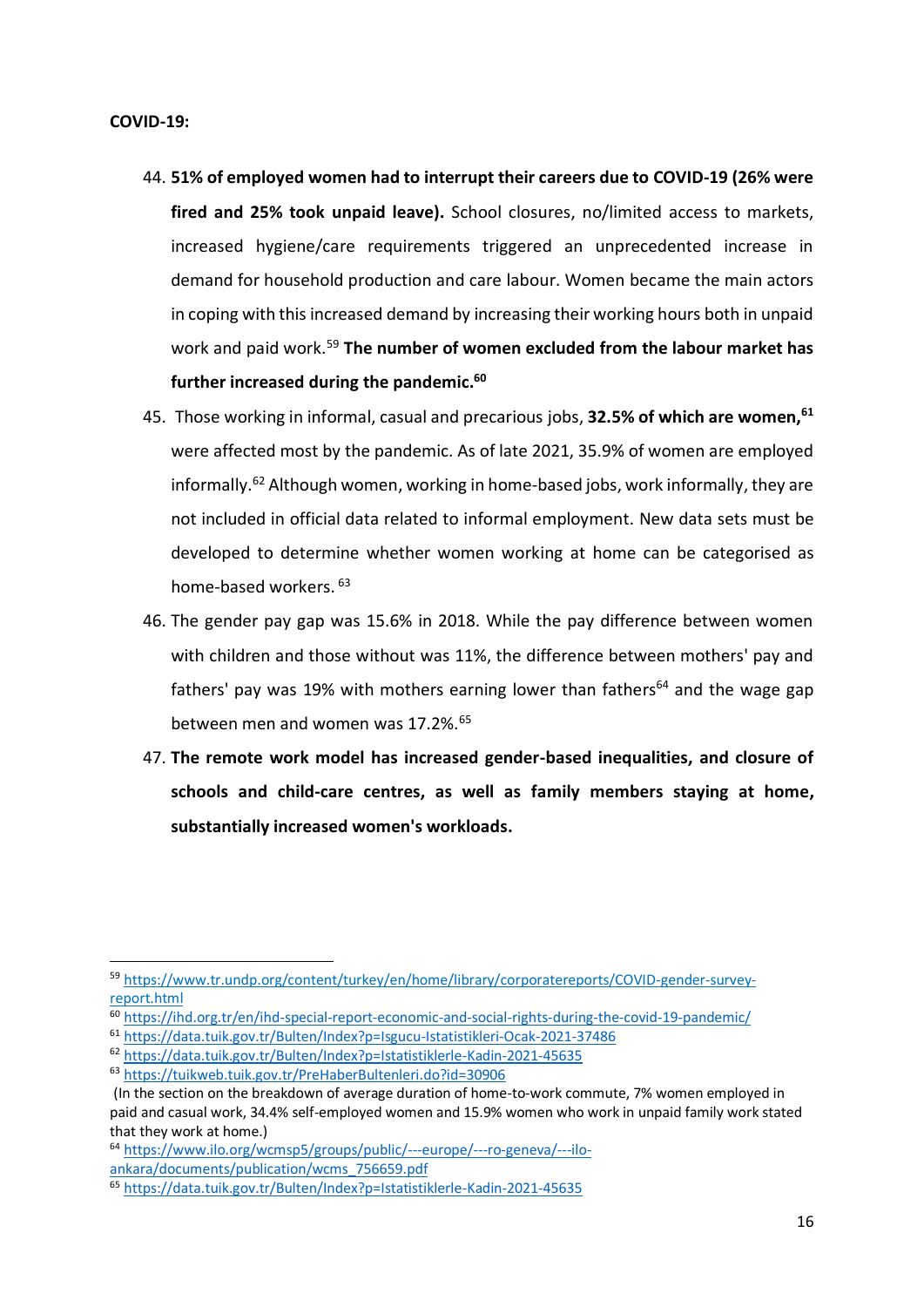**COVID-19:**

44. **51% of employed women had to interrupt their careers due to COVID-19 (26% were fired and 25% took unpaid leave).** School closures, no/limited access to markets, increased hygiene/care requirements triggered an unprecedented increase in demand for household production and care labour. Women became the main actors in coping with this increased demand by increasing their working hours both in unpaid work and paid work.[59] **The number of women excluded from the labour market has further increased during the pandemic.[60]**
45. Those working in informal, casual and precarious jobs, **32.5% of which are women,[61]** were affected most by the pandemic. As of late 2021, 35.9% of women are employed informally.[62] Although women, working in home-based jobs, work informally, they are not included in official data related to informal employment. New data sets must be developed to determine whether women working at home can be categorised as home-based workers. [63]
46. The gender pay gap was 15.6% in 2018. While the pay difference between women with children and those without was 11%, the difference between mothers' pay and fathers' pay was 19% with mothers earning lower than fathers[64] and the wage gap between men and women was 17.2%.[65]
47. **The remote work model has increased gender-based inequalities, and closure of schools and child-care centres, as well as family members staying at home, substantially increased women's workloads.**

---

[59] https://www.tr.undp.org/content/turkey/en/home/library/corporatereports/COVID-gender-survey-report.html

[60] https://ihd.org.tr/en/ihd-special-report-economic-and-social-rights-during-the-covid-19-pandemic/

[61] https://data.tuik.gov.tr/Bulten/Index?p=Isgucu-Istatistikleri-Ocak-2021-37486

[62] https://data.tuik.gov.tr/Bulten/Index?p=Istatistiklerle-Kadin-2021-45635

[63] https://tuikweb.tuik.gov.tr/PreHaberBultenleri.do?id=30906
(In the section on the breakdown of average duration of home-to-work commute, 7% women employed in paid and casual work, 34.4% self-employed women and 15.9% women who work in unpaid family work stated that they work at home.)

[64] https://www.ilo.org/wcmsp5/groups/public/---europe/---ro-geneva/---ilo-ankara/documents/publication/wcms_756659.pdf

[65] https://data.tuik.gov.tr/Bulten/Index?p=Istatistiklerle-Kadin-2021-45635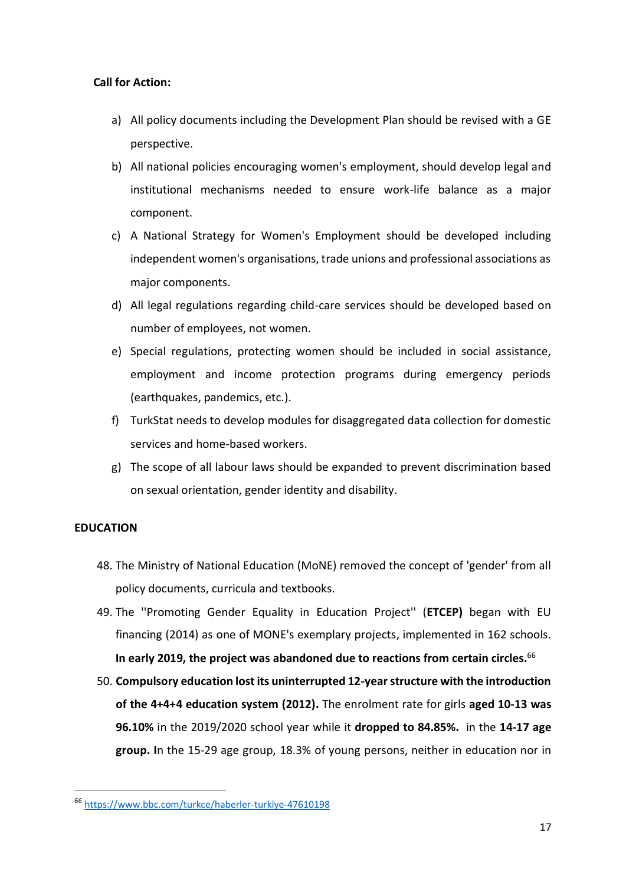**Call for Action:**

a) All policy documents including the Development Plan should be revised with a GE perspective.

b) All national policies encouraging women's employment, should develop legal and institutional mechanisms needed to ensure work-life balance as a major component.

c) A National Strategy for Women's Employment should be developed including independent women's organisations, trade unions and professional associations as major components.

d) All legal regulations regarding child-care services should be developed based on number of employees, not women.

e) Special regulations, protecting women should be included in social assistance, employment and income protection programs during emergency periods (earthquakes, pandemics, etc.).

f) TurkStat needs to develop modules for disaggregated data collection for domestic services and home-based workers.

g) The scope of all labour laws should be expanded to prevent discrimination based on sexual orientation, gender identity and disability.

## EDUCATION

48. The Ministry of National Education (MoNE) removed the concept of 'gender' from all policy documents, curricula and textbooks.
49. The ''Promoting Gender Equality in Education Project'' (**ETCEP)** began with EU financing (2014) as one of MONE's exemplary projects, implemented in 162 schools. **In early 2019, the project was abandoned due to reactions from certain circles.**[66]
50. **Compulsory education lost its uninterrupted 12-year structure with the introduction of the 4+4+4 education system (2012).** The enrolment rate for girls **aged 10-13 was 96.10%** in the 2019/2020 school year while it **dropped to 84.85%.** in the **14-17 age group. I**n the 15-29 age group, 18.3% of young persons, neither in education nor in

[66] https://www.bbc.com/turkce/haberler-turkiye-47610198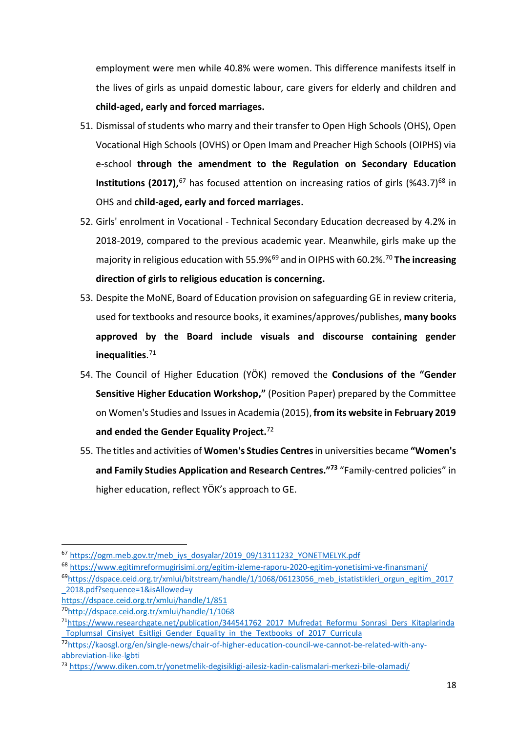employment were men while 40.8% were women. This difference manifests itself in the lives of girls as unpaid domestic labour, care givers for elderly and children and **child-aged, early and forced marriages.**

51. Dismissal of students who marry and their transfer to Open High Schools (OHS), Open Vocational High Schools (OVHS) or Open Imam and Preacher High Schools (OIPHS) via e-school **through the amendment to the Regulation on Secondary Education Institutions (2017),**[67] has focused attention on increasing ratios of girls (%43.7)[68] in OHS and **child-aged, early and forced marriages.**

52. Girls' enrolment in Vocational - Technical Secondary Education decreased by 4.2% in 2018-2019, compared to the previous academic year. Meanwhile, girls make up the majority in religious education with 55.9%[69] and in OIPHS with 60.2%.[70] **The increasing direction of girls to religious education is concerning.**

53. Despite the MoNE, Board of Education provision on safeguarding GE in review criteria, used for textbooks and resource books, it examines/approves/publishes, **many books approved by the Board include visuals and discourse containing gender inequalities**.[71]

54. The Council of Higher Education (YÖK) removed the **Conclusions of the "Gender Sensitive Higher Education Workshop,"** (Position Paper) prepared by the Committee on Women's Studies and Issues in Academia (2015), **from its website in February 2019 and ended the Gender Equality Project.**[72]

55. The titles and activities of **Women's Studies Centres** in universities became **"Women's and Family Studies Application and Research Centres."**[73] "Family-centred policies" in higher education, reflect YÖK's approach to GE.

---

[67] https://ogm.meb.gov.tr/meb_iys_dosyalar/2019_09/13111232_YONETMELYK.pdf

[68] https://www.egitimreformugirisimi.org/egitim-izleme-raporu-2020-egitim-yonetisimi-ve-finansmani/

[69] https://dspace.ceid.org.tr/xmlui/bitstream/handle/1/1068/06123056_meb_istatistikleri_orgun_egitim_2017_2018.pdf?sequence=1&isAllowed=y
https://dspace.ceid.org.tr/xmlui/handle/1/851

[70] http://dspace.ceid.org.tr/xmlui/handle/1/1068

[71] https://www.researchgate.net/publication/344541762_2017_Mufredat_Reformu_Sonrasi_Ders_Kitaplarinda_Toplumsal_Cinsiyet_Esitligi_Gender_Equality_in_the_Textbooks_of_2017_Curricula

[72] https://kaosgl.org/en/single-news/chair-of-higher-education-council-we-cannot-be-related-with-any-abbreviation-like-lgbti

[73] https://www.diken.com.tr/yonetmelik-degisikligi-ailesiz-kadin-calismalari-merkezi-bile-olamadi/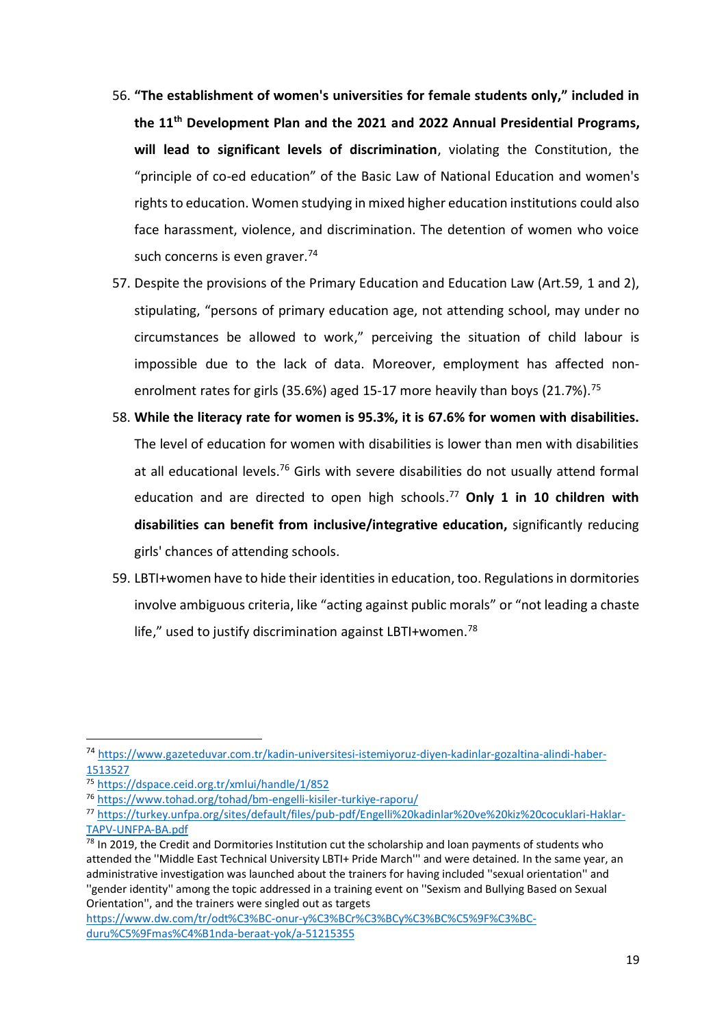56. **"The establishment of women's universities for female students only," included in the 11th Development Plan and the 2021 and 2022 Annual Presidential Programs, will lead to significant levels of discrimination**, violating the Constitution, the "principle of co-ed education" of the Basic Law of National Education and women's rights to education. Women studying in mixed higher education institutions could also face harassment, violence, and discrimination. The detention of women who voice such concerns is even graver.[74]

57. Despite the provisions of the Primary Education and Education Law (Art.59, 1 and 2), stipulating, "persons of primary education age, not attending school, may under no circumstances be allowed to work," perceiving the situation of child labour is impossible due to the lack of data. Moreover, employment has affected non-enrolment rates for girls (35.6%) aged 15-17 more heavily than boys (21.7%).[75]

58. **While the literacy rate for women is 95.3%, it is 67.6% for women with disabilities.** The level of education for women with disabilities is lower than men with disabilities at all educational levels.[76] Girls with severe disabilities do not usually attend formal education and are directed to open high schools.[77] **Only 1 in 10 children with disabilities can benefit from inclusive/integrative education,** significantly reducing girls' chances of attending schools.

59. LBTI+women have to hide their identities in education, too. Regulations in dormitories involve ambiguous criteria, like "acting against public morals" or "not leading a chaste life," used to justify discrimination against LBTI+women.[78]

---

[74] https://www.gazeteduvar.com.tr/kadin-universitesi-istemiyoruz-diyen-kadinlar-gozaltina-alindi-haber-1513527

[75] https://dspace.ceid.org.tr/xmlui/handle/1/852

[76] https://www.tohad.org/tohad/bm-engelli-kisiler-turkiye-raporu/

[77] https://turkey.unfpa.org/sites/default/files/pub-pdf/Engelli%20kadinlar%20ve%20kiz%20cocuklari-Haklar-TAPV-UNFPA-BA.pdf

[78] In 2019, the Credit and Dormitories Institution cut the scholarship and loan payments of students who attended the ''Middle East Technical University LBTI+ Pride March''' and were detained. In the same year, an administrative investigation was launched about the trainers for having included ''sexual orientation'' and ''gender identity'' among the topic addressed in a training event on ''Sexism and Bullying Based on Sexual Orientation'', and the trainers were singled out as targets https://www.dw.com/tr/odt%C3%BC-onur-y%C3%BCr%C3%BCy%C3%BC%C5%9F%C3%BC-duru%C5%9Fmas%C4%B1nda-beraat-yok/a-51215355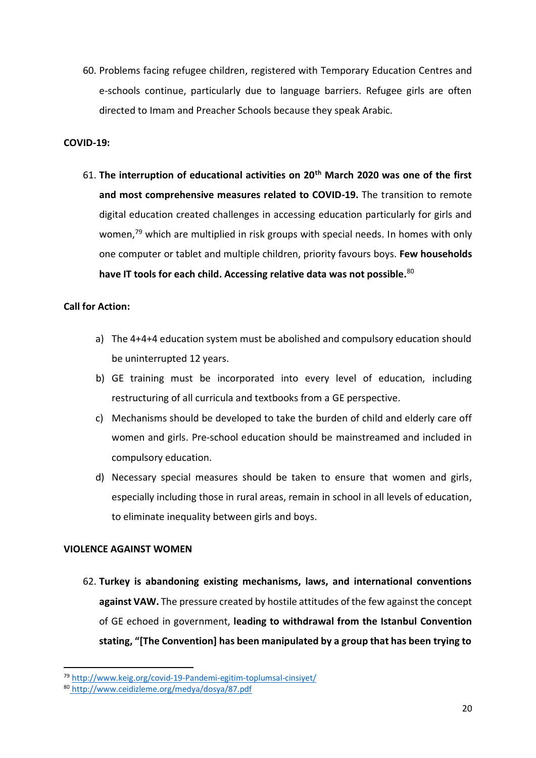60. Problems facing refugee children, registered with Temporary Education Centres and e-schools continue, particularly due to language barriers. Refugee girls are often directed to Imam and Preacher Schools because they speak Arabic.

**COVID-19:**

61. **The interruption of educational activities on 20th March 2020 was one of the first and most comprehensive measures related to COVID-19.** The transition to remote digital education created challenges in accessing education particularly for girls and women,[79] which are multiplied in risk groups with special needs. In homes with only one computer or tablet and multiple children, priority favours boys. **Few households have IT tools for each child. Accessing relative data was not possible.**[80]

**Call for Action:**

a) The 4+4+4 education system must be abolished and compulsory education should be uninterrupted 12 years.

b) GE training must be incorporated into every level of education, including restructuring of all curricula and textbooks from a GE perspective.

c) Mechanisms should be developed to take the burden of child and elderly care off women and girls. Pre-school education should be mainstreamed and included in compulsory education.

d) Necessary special measures should be taken to ensure that women and girls, especially including those in rural areas, remain in school in all levels of education, to eliminate inequality between girls and boys.

**VIOLENCE AGAINST WOMEN**

62. **Turkey is abandoning existing mechanisms, laws, and international conventions against VAW.** The pressure created by hostile attitudes of the few against the concept of GE echoed in government, **leading to withdrawal from the Istanbul Convention stating, "[The Convention] has been manipulated by a group that has been trying to**

---

[79] http://www.keig.org/covid-19-Pandemi-egitim-toplumsal-cinsiyet/

[80] http://www.ceidizleme.org/medya/dosya/87.pdf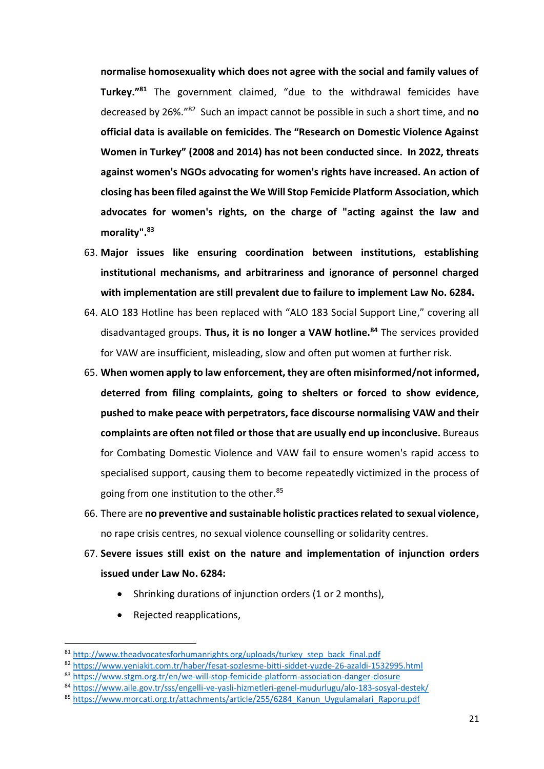**normalise homosexuality which does not agree with the social and family values of Turkey."[81]** The government claimed, "due to the withdrawal femicides have decreased by 26%."[82] Such an impact cannot be possible in such a short time, and **no official data is available on femicides**. **The "Research on Domestic Violence Against Women in Turkey" (2008 and 2014) has not been conducted since. In 2022, threats against women's NGOs advocating for women's rights have increased. An action of closing has been filed against the We Will Stop Femicide Platform Association, which advocates for women's rights, on the charge of "acting against the law and morality".[83]**

63. **Major issues like ensuring coordination between institutions, establishing institutional mechanisms, and arbitrariness and ignorance of personnel charged with implementation are still prevalent due to failure to implement Law No. 6284.**
64. ALO 183 Hotline has been replaced with "ALO 183 Social Support Line," covering all disadvantaged groups. **Thus, it is no longer a VAW hotline.[84]** The services provided for VAW are insufficient, misleading, slow and often put women at further risk.
65. **When women apply to law enforcement, they are often misinformed/not informed, deterred from filing complaints, going to shelters or forced to show evidence, pushed to make peace with perpetrators, face discourse normalising VAW and their complaints are often not filed or those that are usually end up inconclusive.** Bureaus for Combating Domestic Violence and VAW fail to ensure women's rapid access to specialised support, causing them to become repeatedly victimized in the process of going from one institution to the other.[85]
66. There are **no preventive and sustainable holistic practices related to sexual violence,** no rape crisis centres, no sexual violence counselling or solidarity centres.
67. **Severe issues still exist on the nature and implementation of injunction orders issued under Law No. 6284:**
    - Shrinking durations of injunction orders (1 or 2 months),
    - Rejected reapplications,

---

[81] http://www.theadvocatesforhumanrights.org/uploads/turkey_step_back_final.pdf
[82] https://www.yeniakit.com.tr/haber/fesat-sozlesme-bitti-siddet-yuzde-26-azaldi-1532995.html
[83] https://www.stgm.org.tr/en/we-will-stop-femicide-platform-association-danger-closure
[84] https://www.aile.gov.tr/sss/engelli-ve-yasli-hizmetleri-genel-mudurlugu/alo-183-sosyal-destek/
[85] https://www.morcati.org.tr/attachments/article/255/6284_Kanun_Uygulamalari_Raporu.pdf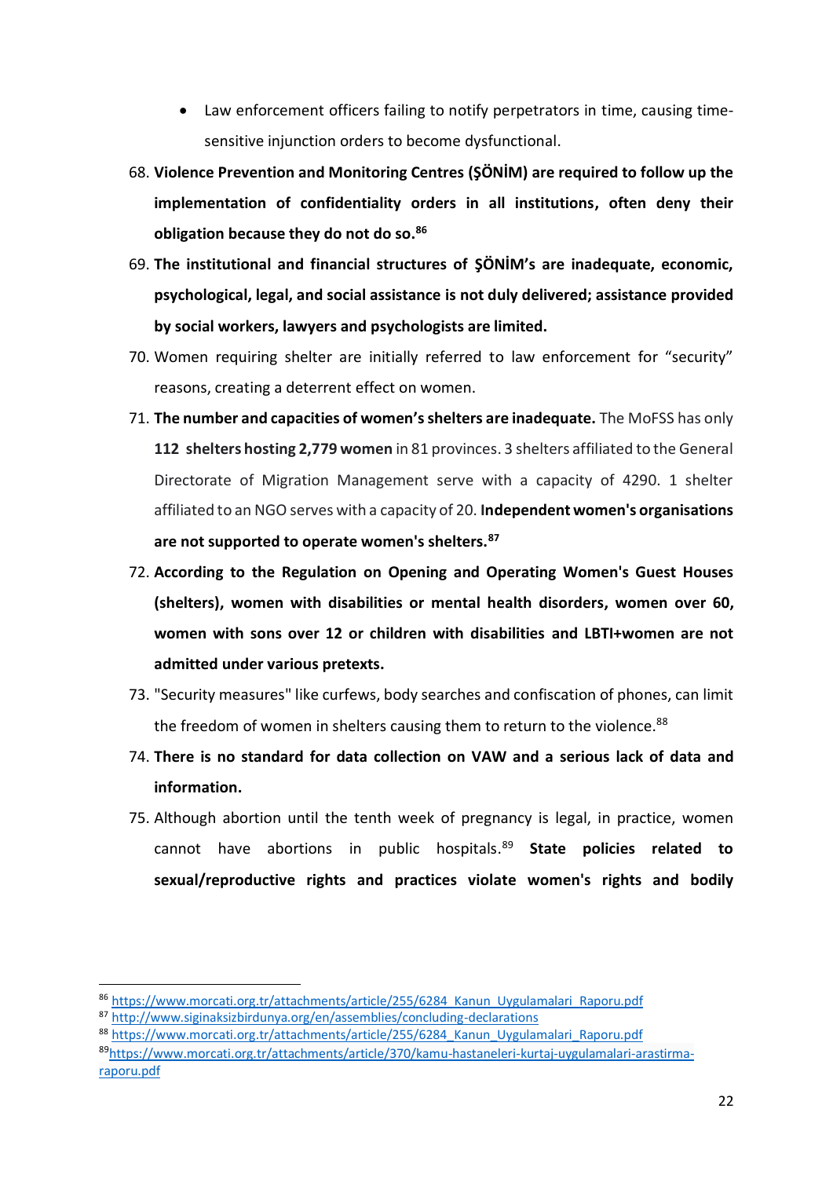- Law enforcement officers failing to notify perpetrators in time, causing time-sensitive injunction orders to become dysfunctional.

68. **Violence Prevention and Monitoring Centres (ŞÖNİM) are required to follow up the implementation of confidentiality orders in all institutions, often deny their obligation because they do not do so.**[86]
69. **The institutional and financial structures of ŞÖNİM's are inadequate, economic, psychological, legal, and social assistance is not duly delivered; assistance provided by social workers, lawyers and psychologists are limited.**
70. Women requiring shelter are initially referred to law enforcement for "security" reasons, creating a deterrent effect on women.
71. **The number and capacities of women's shelters are inadequate.** The MoFSS has only **112 shelters hosting 2,779 women** in 81 provinces. 3 shelters affiliated to the General Directorate of Migration Management serve with a capacity of 4290. 1 shelter affiliated to an NGO serves with a capacity of 20. **Independent women's organisations are not supported to operate women's shelters.**[87]
72. **According to the Regulation on Opening and Operating Women's Guest Houses (shelters), women with disabilities or mental health disorders, women over 60, women with sons over 12 or children with disabilities and LBTI+women are not admitted under various pretexts.**
73. "Security measures" like curfews, body searches and confiscation of phones, can limit the freedom of women in shelters causing them to return to the violence.[88]
74. **There is no standard for data collection on VAW and a serious lack of data and information.**
75. Although abortion until the tenth week of pregnancy is legal, in practice, women cannot have abortions in public hospitals.[89] **State policies related to sexual/reproductive rights and practices violate women's rights and bodily**

---

[86] https://www.morcati.org.tr/attachments/article/255/6284_Kanun_Uygulamalari_Raporu.pdf

[87] http://www.siginaksizbirdunya.org/en/assemblies/concluding-declarations

[88] https://www.morcati.org.tr/attachments/article/255/6284_Kanun_Uygulamalari_Raporu.pdf

[89] https://www.morcati.org.tr/attachments/article/370/kamu-hastaneleri-kurtaj-uygulamalari-arastirma-raporu.pdf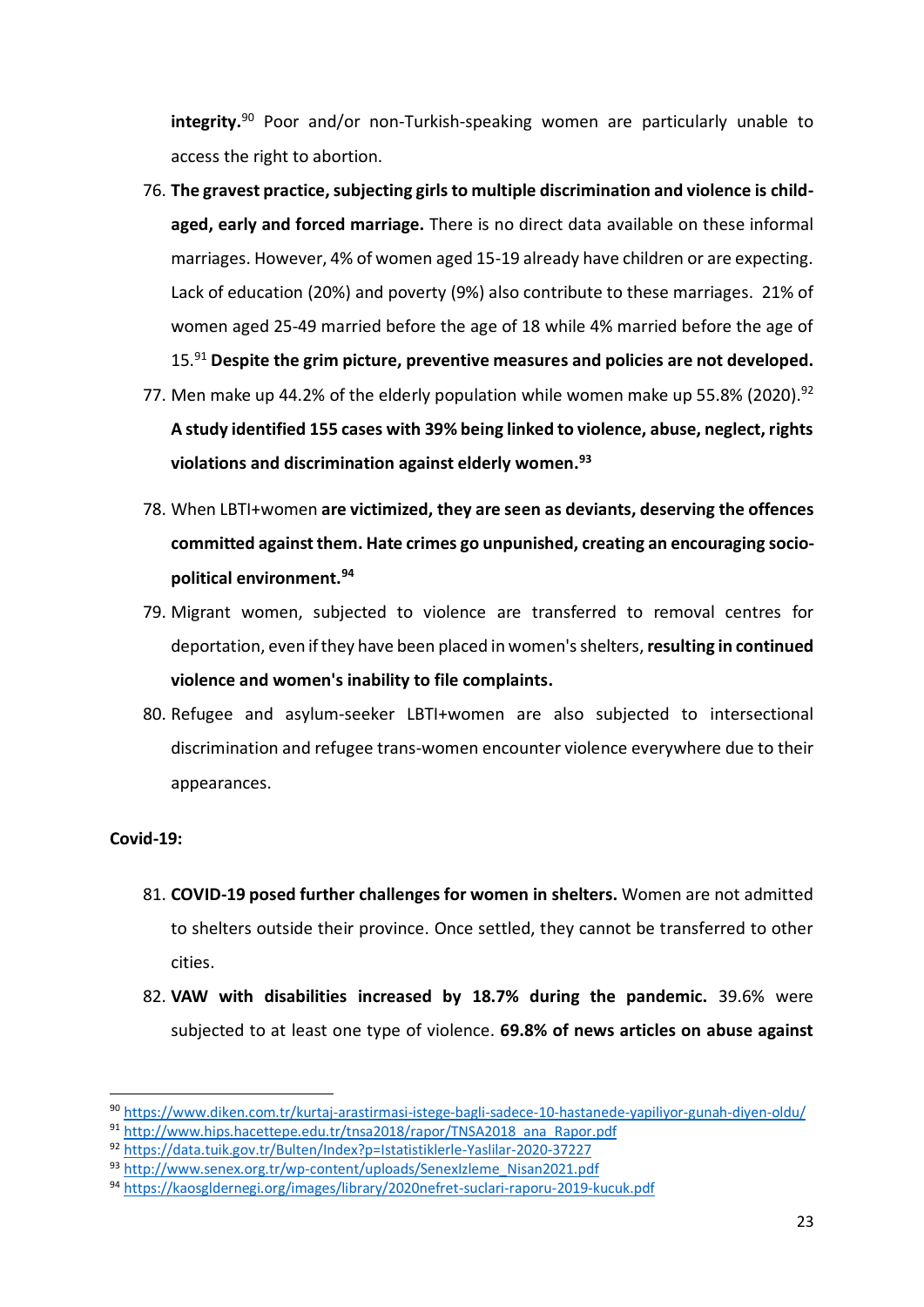**integrity.**[90] Poor and/or non-Turkish-speaking women are particularly unable to access the right to abortion.

76. **The gravest practice, subjecting girls to multiple discrimination and violence is child-aged, early and forced marriage.** There is no direct data available on these informal marriages. However, 4% of women aged 15-19 already have children or are expecting. Lack of education (20%) and poverty (9%) also contribute to these marriages. 21% of women aged 25-49 married before the age of 18 while 4% married before the age of 15.[91] **Despite the grim picture, preventive measures and policies are not developed.**
77. Men make up 44.2% of the elderly population while women make up 55.8% (2020).[92] **A study identified 155 cases with 39% being linked to violence, abuse, neglect, rights violations and discrimination against elderly women.**[93]
78. When LBTI+women **are victimized, they are seen as deviants, deserving the offences committed against them. Hate crimes go unpunished, creating an encouraging socio-political environment.**[94]
79. Migrant women, subjected to violence are transferred to removal centres for deportation, even if they have been placed in women's shelters, **resulting in continued violence and women's inability to file complaints.**
80. Refugee and asylum-seeker LBTI+women are also subjected to intersectional discrimination and refugee trans-women encounter violence everywhere due to their appearances.

**Covid-19:**

81. **COVID-19 posed further challenges for women in shelters.** Women are not admitted to shelters outside their province. Once settled, they cannot be transferred to other cities.
82. **VAW with disabilities increased by 18.7% during the pandemic.** 39.6% were subjected to at least one type of violence. **69.8% of news articles on abuse against**

---

[90] https://www.diken.com.tr/kurtaj-arastirmasi-istege-bagli-sadece-10-hastanede-yapiliyor-gunah-diyen-oldu/

[91] http://www.hips.hacettepe.edu.tr/tnsa2018/rapor/TNSA2018_ana_Rapor.pdf

[92] https://data.tuik.gov.tr/Bulten/Index?p=Istatistiklerle-Yaslilar-2020-37227

[93] http://www.senex.org.tr/wp-content/uploads/SenexIzleme_Nisan2021.pdf

[94] https://kaosgldernegi.org/images/library/2020nefret-suclari-raporu-2019-kucuk.pdf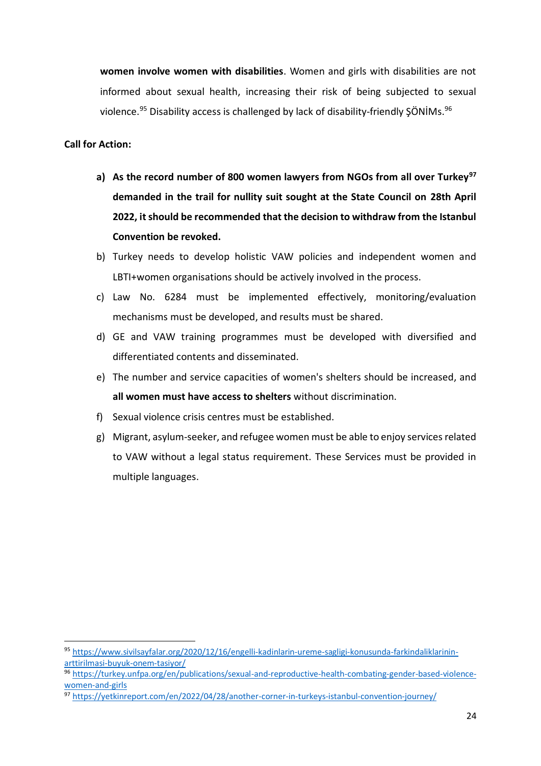**women involve women with disabilities**. Women and girls with disabilities are not informed about sexual health, increasing their risk of being subjected to sexual violence.[95] Disability access is challenged by lack of disability-friendly ŞÖNİMs.[96]

**Call for Action:**

a) **As the record number of 800 women lawyers from NGOs from all over Turkey[97] demanded in the trail for nullity suit sought at the State Council on 28th April 2022, it should be recommended that the decision to withdraw from the Istanbul Convention be revoked.**

b) Turkey needs to develop holistic VAW policies and independent women and LBTI+women organisations should be actively involved in the process.

c) Law No. 6284 must be implemented effectively, monitoring/evaluation mechanisms must be developed, and results must be shared.

d) GE and VAW training programmes must be developed with diversified and differentiated contents and disseminated.

e) The number and service capacities of women's shelters should be increased, and **all women must have access to shelters** without discrimination.

f) Sexual violence crisis centres must be established.

g) Migrant, asylum-seeker, and refugee women must be able to enjoy services related to VAW without a legal status requirement. These Services must be provided in multiple languages.

---

[95] https://www.sivilsayfalar.org/2020/12/16/engelli-kadinlarin-ureme-sagligi-konusunda-farkindaliklarinin-arttirilmasi-buyuk-onem-tasiyor/

[96] https://turkey.unfpa.org/en/publications/sexual-and-reproductive-health-combating-gender-based-violence-women-and-girls

[97] https://yetkinreport.com/en/2022/04/28/another-corner-in-turkeys-istanbul-convention-journey/